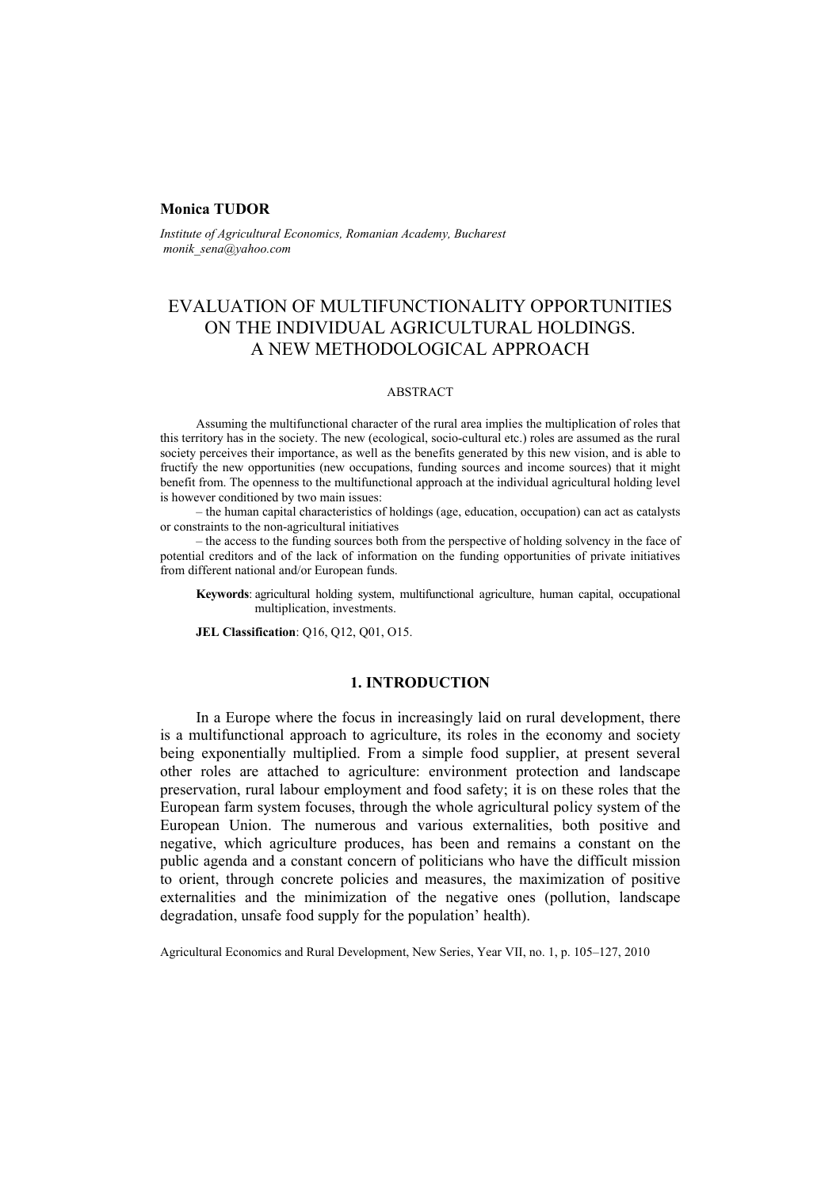**Monica TUDOR**

*Institute of Agricultural Economics, Romanian Academy, Bucharest*
*monik_sena@yahoo.com*

# EVALUATION OF MULTIFUNCTIONALITY OPPORTUNITIES ON THE INDIVIDUAL AGRICULTURAL HOLDINGS. A NEW METHODOLOGICAL APPROACH

ABSTRACT

Assuming the multifunctional character of the rural area implies the multiplication of roles that this territory has in the society. The new (ecological, socio-cultural etc.) roles are assumed as the rural society perceives their importance, as well as the benefits generated by this new vision, and is able to fructify the new opportunities (new occupations, funding sources and income sources) that it might benefit from. The openness to the multifunctional approach at the individual agricultural holding level is however conditioned by two main issues:

– the human capital characteristics of holdings (age, education, occupation) can act as catalysts or constraints to the non-agricultural initiatives

– the access to the funding sources both from the perspective of holding solvency in the face of potential creditors and of the lack of information on the funding opportunities of private initiatives from different national and/or European funds.

**Keywords**: agricultural holding system, multifunctional agriculture, human capital, occupational multiplication, investments.

**JEL Classification**: Q16, Q12, Q01, O15.

## 1. INTRODUCTION

In a Europe where the focus in increasingly laid on rural development, there is a multifunctional approach to agriculture, its roles in the economy and society being exponentially multiplied. From a simple food supplier, at present several other roles are attached to agriculture: environment protection and landscape preservation, rural labour employment and food safety; it is on these roles that the European farm system focuses, through the whole agricultural policy system of the European Union. The numerous and various externalities, both positive and negative, which agriculture produces, has been and remains a constant on the public agenda and a constant concern of politicians who have the difficult mission to orient, through concrete policies and measures, the maximization of positive externalities and the minimization of the negative ones (pollution, landscape degradation, unsafe food supply for the population' health).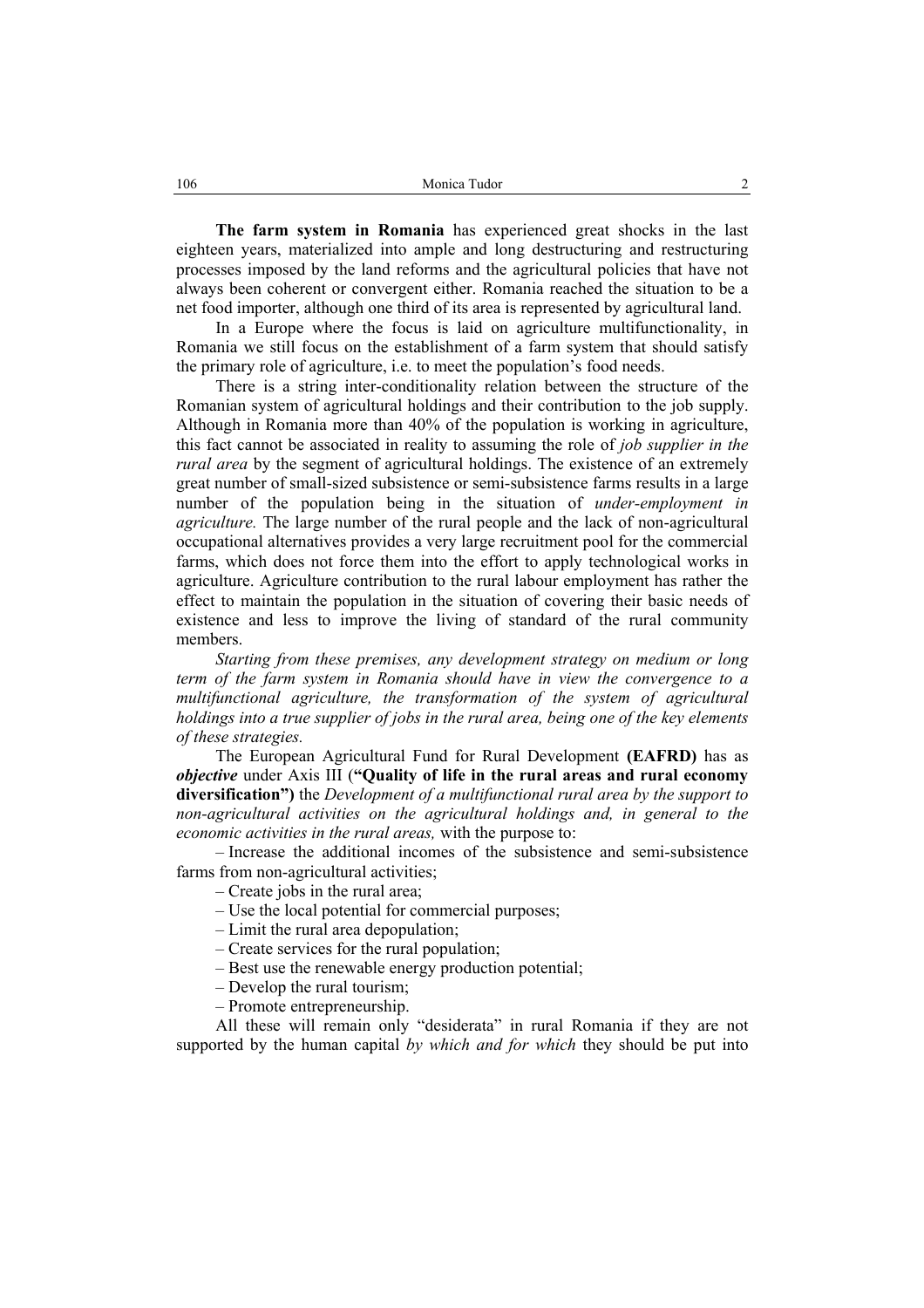**The farm system in Romania** has experienced great shocks in the last eighteen years, materialized into ample and long destructuring and restructuring processes imposed by the land reforms and the agricultural policies that have not always been coherent or convergent either. Romania reached the situation to be a net food importer, although one third of its area is represented by agricultural land.

In a Europe where the focus is laid on agriculture multifunctionality, in Romania we still focus on the establishment of a farm system that should satisfy the primary role of agriculture, i.e. to meet the population's food needs.

There is a string inter-conditionality relation between the structure of the Romanian system of agricultural holdings and their contribution to the job supply. Although in Romania more than 40% of the population is working in agriculture, this fact cannot be associated in reality to assuming the role of *job supplier in the rural area* by the segment of agricultural holdings. The existence of an extremely great number of small-sized subsistence or semi-subsistence farms results in a large number of the population being in the situation of *under-employment in agriculture.* The large number of the rural people and the lack of non-agricultural occupational alternatives provides a very large recruitment pool for the commercial farms, which does not force them into the effort to apply technological works in agriculture. Agriculture contribution to the rural labour employment has rather the effect to maintain the population in the situation of covering their basic needs of existence and less to improve the living of standard of the rural community members.

*Starting from these premises, any development strategy on medium or long term of the farm system in Romania should have in view the convergence to a multifunctional agriculture, the transformation of the system of agricultural holdings into a true supplier of jobs in the rural area, being one of the key elements of these strategies.*

The European Agricultural Fund for Rural Development **(EAFRD)** has as ***objective*** under Axis III (**"Quality of life in the rural areas and rural economy diversification")** the *Development of a multifunctional rural area by the support to non-agricultural activities on the agricultural holdings and, in general to the economic activities in the rural areas,* with the purpose to:

– Increase the additional incomes of the subsistence and semi-subsistence farms from non-agricultural activities;

– Create jobs in the rural area;

– Use the local potential for commercial purposes;

– Limit the rural area depopulation;

– Create services for the rural population;

– Best use the renewable energy production potential;

– Develop the rural tourism;

– Promote entrepreneurship.

All these will remain only "desiderata" in rural Romania if they are not supported by the human capital *by which and for which* they should be put into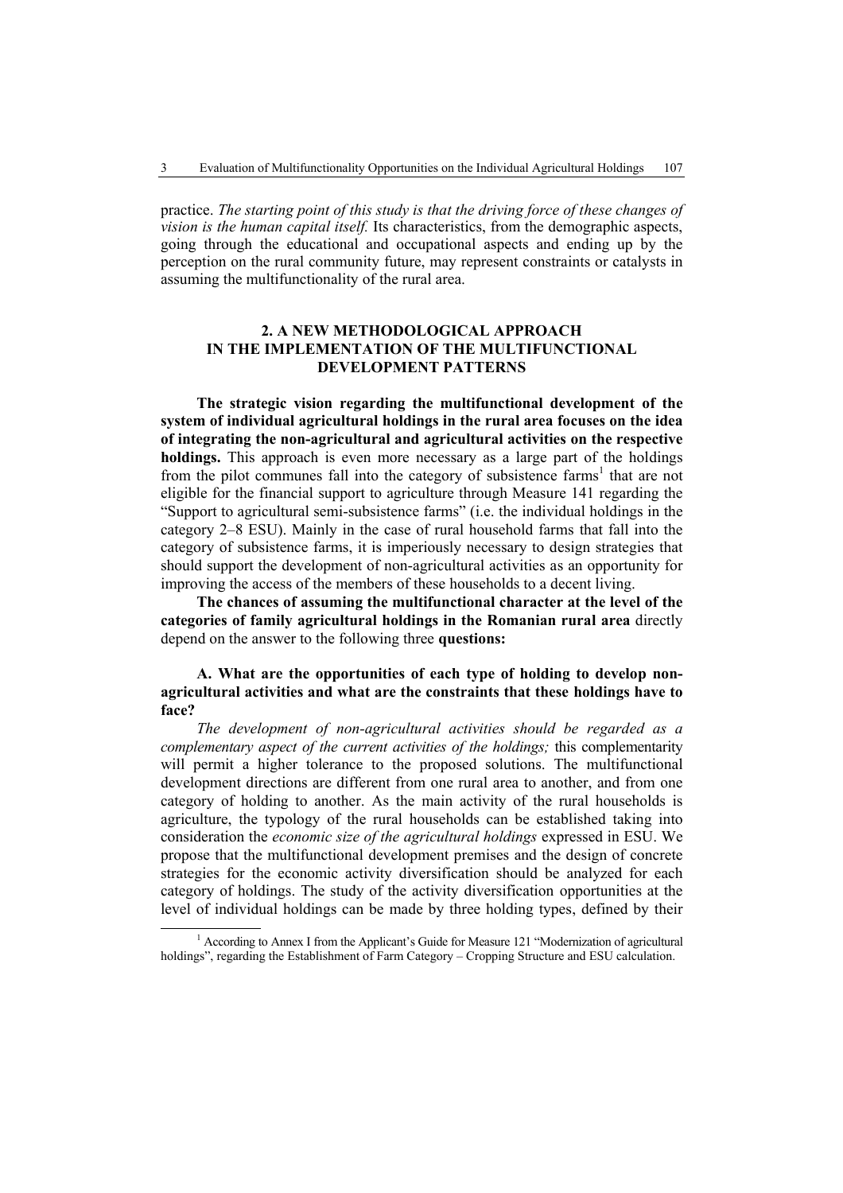practice. *The starting point of this study is that the driving force of these changes of vision is the human capital itself.* Its characteristics, from the demographic aspects, going through the educational and occupational aspects and ending up by the perception on the rural community future, may represent constraints or catalysts in assuming the multifunctionality of the rural area.

## 2. A NEW METHODOLOGICAL APPROACH IN THE IMPLEMENTATION OF THE MULTIFUNCTIONAL DEVELOPMENT PATTERNS

**The strategic vision regarding the multifunctional development of the system of individual agricultural holdings in the rural area focuses on the idea of integrating the non-agricultural and agricultural activities on the respective holdings.** This approach is even more necessary as a large part of the holdings from the pilot communes fall into the category of subsistence farms[1] that are not eligible for the financial support to agriculture through Measure 141 regarding the "Support to agricultural semi-subsistence farms" (i.e. the individual holdings in the category 2–8 ESU). Mainly in the case of rural household farms that fall into the category of subsistence farms, it is imperiously necessary to design strategies that should support the development of non-agricultural activities as an opportunity for improving the access of the members of these households to a decent living.

**The chances of assuming the multifunctional character at the level of the categories of family agricultural holdings in the Romanian rural area** directly depend on the answer to the following three **questions:**

**A. What are the opportunities of each type of holding to develop non-agricultural activities and what are the constraints that these holdings have to face?**

*The development of non-agricultural activities should be regarded as a complementary aspect of the current activities of the holdings;* this complementarity will permit a higher tolerance to the proposed solutions. The multifunctional development directions are different from one rural area to another, and from one category of holding to another. As the main activity of the rural households is agriculture, the typology of the rural households can be established taking into consideration the *economic size of the agricultural holdings* expressed in ESU. We propose that the multifunctional development premises and the design of concrete strategies for the economic activity diversification should be analyzed for each category of holdings. The study of the activity diversification opportunities at the level of individual holdings can be made by three holding types, defined by their

[1] According to Annex I from the Applicant's Guide for Measure 121 "Modernization of agricultural holdings", regarding the Establishment of Farm Category – Cropping Structure and ESU calculation.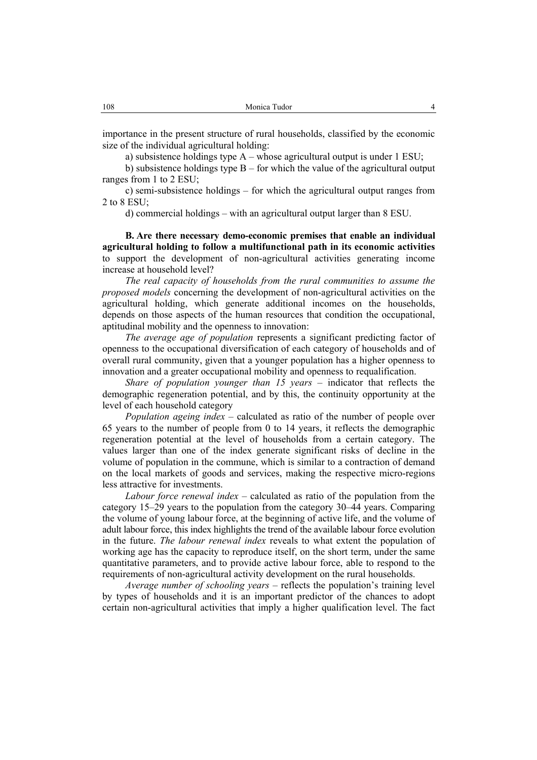importance in the present structure of rural households, classified by the economic size of the individual agricultural holding:

a) subsistence holdings type A – whose agricultural output is under 1 ESU;

b) subsistence holdings type B – for which the value of the agricultural output ranges from 1 to 2 ESU;

c) semi-subsistence holdings – for which the agricultural output ranges from 2 to 8 ESU;

d) commercial holdings – with an agricultural output larger than 8 ESU.

**B. Are there necessary demo-economic premises that enable an individual agricultural holding to follow a multifunctional path in its economic activities** to support the development of non-agricultural activities generating income increase at household level?

*The real capacity of households from the rural communities to assume the proposed models* concerning the development of non-agricultural activities on the agricultural holding, which generate additional incomes on the households, depends on those aspects of the human resources that condition the occupational, aptitudinal mobility and the openness to innovation:

*The average age of population* represents a significant predicting factor of openness to the occupational diversification of each category of households and of overall rural community, given that a younger population has a higher openness to innovation and a greater occupational mobility and openness to requalification.

*Share of population younger than 15 years* – indicator that reflects the demographic regeneration potential, and by this, the continuity opportunity at the level of each household category

*Population ageing index* – calculated as ratio of the number of people over 65 years to the number of people from 0 to 14 years, it reflects the demographic regeneration potential at the level of households from a certain category. The values larger than one of the index generate significant risks of decline in the volume of population in the commune, which is similar to a contraction of demand on the local markets of goods and services, making the respective micro-regions less attractive for investments.

*Labour force renewal index* – calculated as ratio of the population from the category 15–29 years to the population from the category 30–44 years. Comparing the volume of young labour force, at the beginning of active life, and the volume of adult labour force, this index highlights the trend of the available labour force evolution in the future. *The labour renewal index* reveals to what extent the population of working age has the capacity to reproduce itself, on the short term, under the same quantitative parameters, and to provide active labour force, able to respond to the requirements of non-agricultural activity development on the rural households.

*Average number of schooling years* – reflects the population's training level by types of households and it is an important predictor of the chances to adopt certain non-agricultural activities that imply a higher qualification level. The fact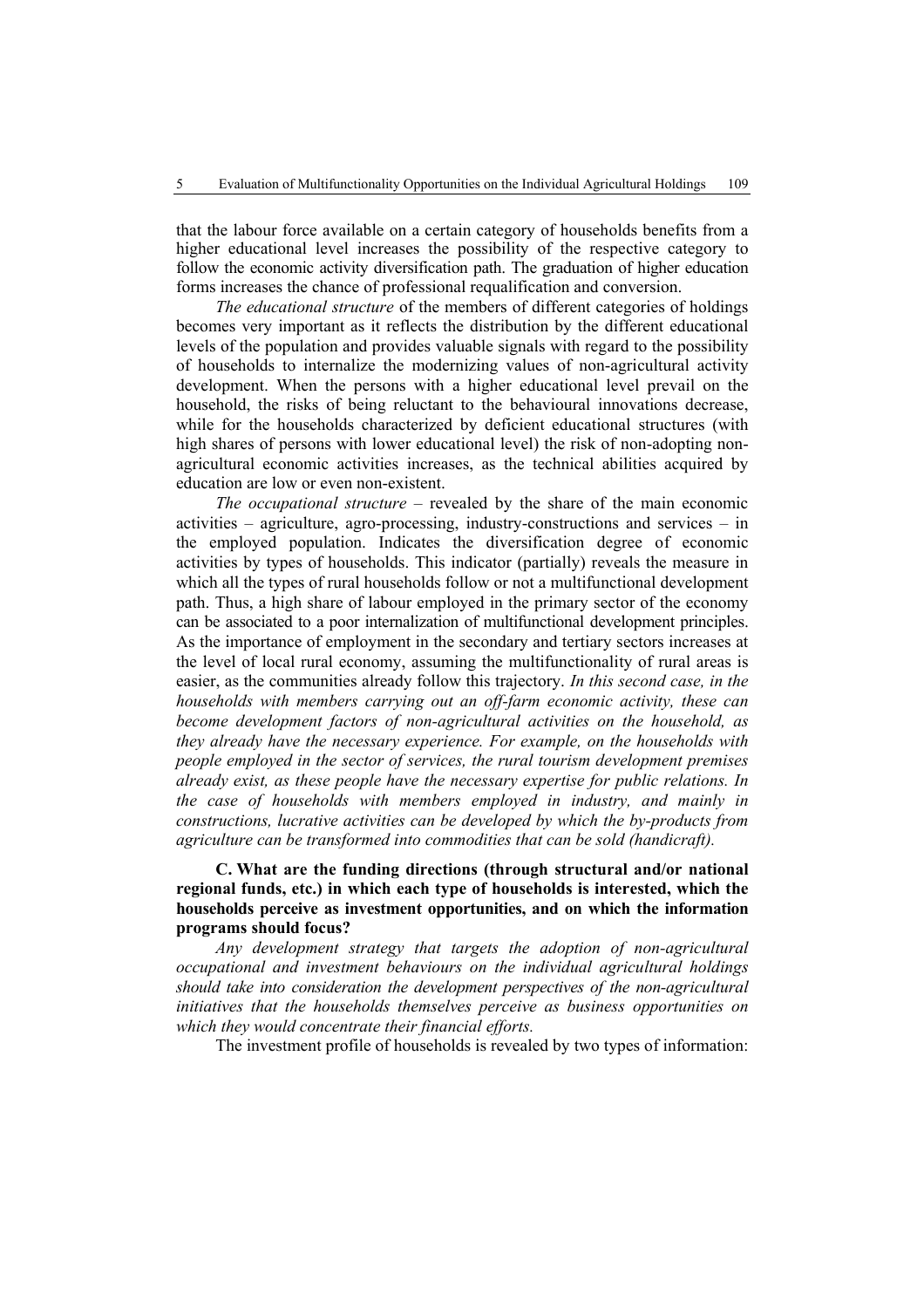that the labour force available on a certain category of households benefits from a higher educational level increases the possibility of the respective category to follow the economic activity diversification path. The graduation of higher education forms increases the chance of professional requalification and conversion.

*The educational structure* of the members of different categories of holdings becomes very important as it reflects the distribution by the different educational levels of the population and provides valuable signals with regard to the possibility of households to internalize the modernizing values of non-agricultural activity development. When the persons with a higher educational level prevail on the household, the risks of being reluctant to the behavioural innovations decrease, while for the households characterized by deficient educational structures (with high shares of persons with lower educational level) the risk of non-adopting non-agricultural economic activities increases, as the technical abilities acquired by education are low or even non-existent.

*The occupational structure* – revealed by the share of the main economic activities – agriculture, agro-processing, industry-constructions and services – in the employed population. Indicates the diversification degree of economic activities by types of households. This indicator (partially) reveals the measure in which all the types of rural households follow or not a multifunctional development path. Thus, a high share of labour employed in the primary sector of the economy can be associated to a poor internalization of multifunctional development principles. As the importance of employment in the secondary and tertiary sectors increases at the level of local rural economy, assuming the multifunctionality of rural areas is easier, as the communities already follow this trajectory. *In this second case, in the households with members carrying out an off-farm economic activity, these can become development factors of non-agricultural activities on the household, as they already have the necessary experience. For example, on the households with people employed in the sector of services, the rural tourism development premises already exist, as these people have the necessary expertise for public relations. In the case of households with members employed in industry, and mainly in constructions, lucrative activities can be developed by which the by-products from agriculture can be transformed into commodities that can be sold (handicraft).*

**C. What are the funding directions (through structural and/or national regional funds, etc.) in which each type of households is interested, which the households perceive as investment opportunities, and on which the information programs should focus?**

*Any development strategy that targets the adoption of non-agricultural occupational and investment behaviours on the individual agricultural holdings should take into consideration the development perspectives of the non-agricultural initiatives that the households themselves perceive as business opportunities on which they would concentrate their financial efforts.*

The investment profile of households is revealed by two types of information: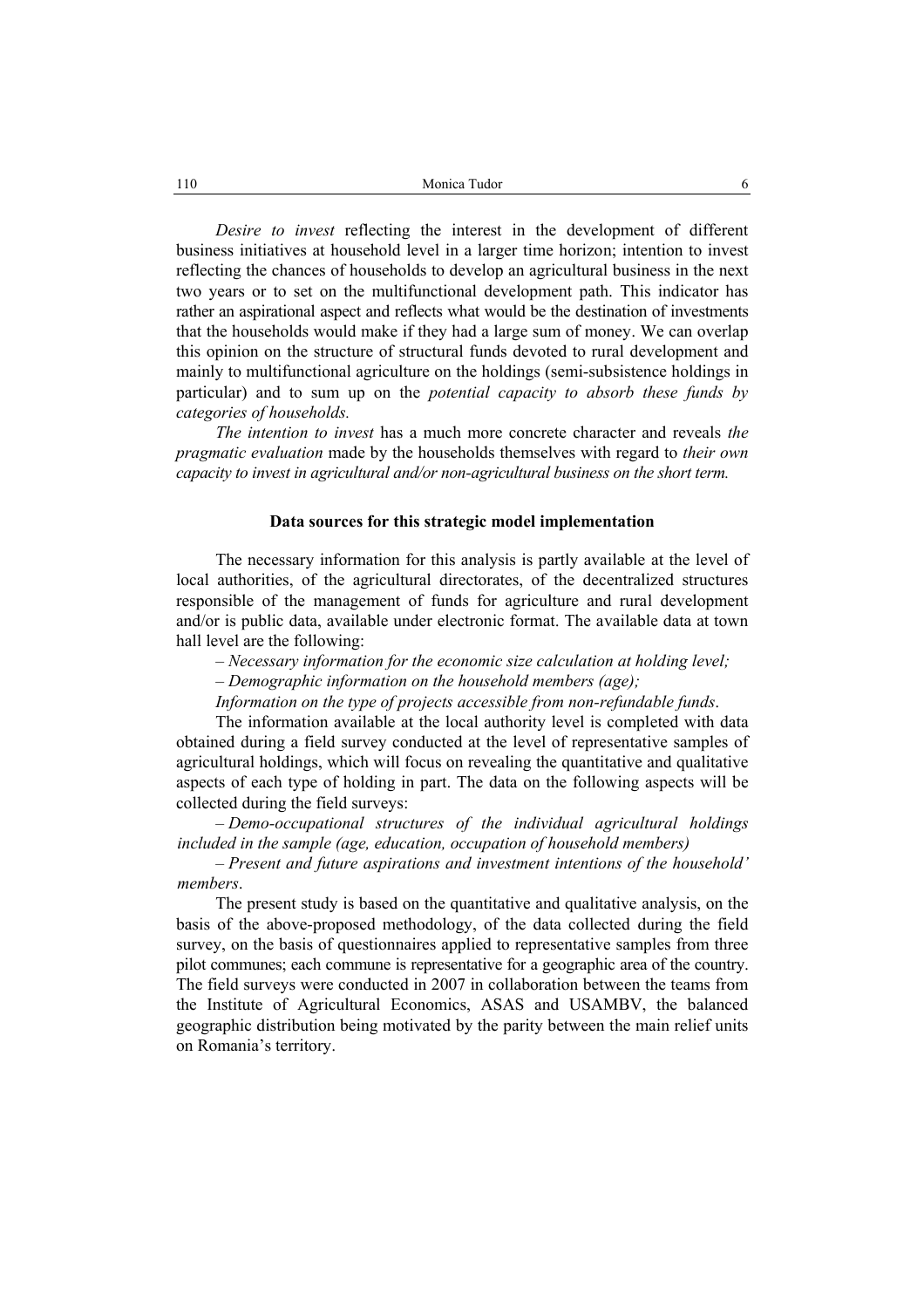*Desire to invest* reflecting the interest in the development of different business initiatives at household level in a larger time horizon; intention to invest reflecting the chances of households to develop an agricultural business in the next two years or to set on the multifunctional development path. This indicator has rather an aspirational aspect and reflects what would be the destination of investments that the households would make if they had a large sum of money. We can overlap this opinion on the structure of structural funds devoted to rural development and mainly to multifunctional agriculture on the holdings (semi-subsistence holdings in particular) and to sum up on the *potential capacity to absorb these funds by categories of households.*

*The intention to invest* has a much more concrete character and reveals *the pragmatic evaluation* made by the households themselves with regard to *their own capacity to invest in agricultural and/or non-agricultural business on the short term.*

### Data sources for this strategic model implementation

The necessary information for this analysis is partly available at the level of local authorities, of the agricultural directorates, of the decentralized structures responsible of the management of funds for agriculture and rural development and/or is public data, available under electronic format. The available data at town hall level are the following:

– *Necessary information for the economic size calculation at holding level;*

– *Demographic information on the household members (age);*

*Information on the type of projects accessible from non-refundable funds*.

The information available at the local authority level is completed with data obtained during a field survey conducted at the level of representative samples of agricultural holdings, which will focus on revealing the quantitative and qualitative aspects of each type of holding in part. The data on the following aspects will be collected during the field surveys:

– *Demo-occupational structures of the individual agricultural holdings included in the sample (age, education, occupation of household members)*

– *Present and future aspirations and investment intentions of the household' members*.

The present study is based on the quantitative and qualitative analysis, on the basis of the above-proposed methodology, of the data collected during the field survey, on the basis of questionnaires applied to representative samples from three pilot communes; each commune is representative for a geographic area of the country. The field surveys were conducted in 2007 in collaboration between the teams from the Institute of Agricultural Economics, ASAS and USAMBV, the balanced geographic distribution being motivated by the parity between the main relief units on Romania's territory.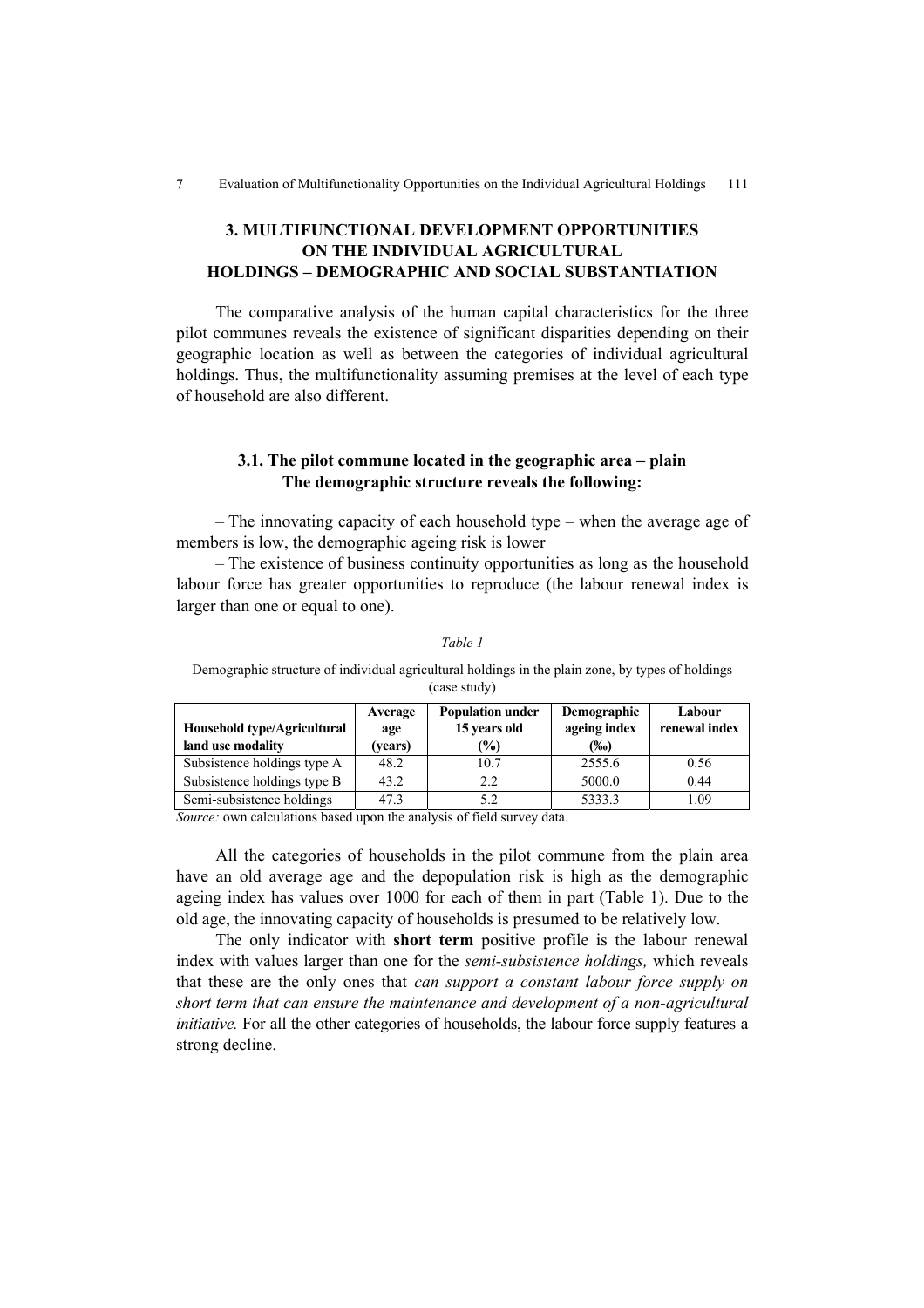## 3. MULTIFUNCTIONAL DEVELOPMENT OPPORTUNITIES ON THE INDIVIDUAL AGRICULTURAL HOLDINGS – DEMOGRAPHIC AND SOCIAL SUBSTANTIATION

The comparative analysis of the human capital characteristics for the three pilot communes reveals the existence of significant disparities depending on their geographic location as well as between the categories of individual agricultural holdings. Thus, the multifunctionality assuming premises at the level of each type of household are also different.

### 3.1. The pilot commune located in the geographic area – plain The demographic structure reveals the following:

– The innovating capacity of each household type – when the average age of members is low, the demographic ageing risk is lower

– The existence of business continuity opportunities as long as the household labour force has greater opportunities to reproduce (the labour renewal index is larger than one or equal to one).

*Table 1*

Demographic structure of individual agricultural holdings in the plain zone, by types of holdings (case study)

| Household type/Agricultural land use modality | Average age (years) | Population under 15 years old (%) | Demographic ageing index (‰) | Labour renewal index |
|---|---|---|---|---|
| Subsistence holdings type A | 48.2 | 10.7 | 2555.6 | 0.56 |
| Subsistence holdings type B | 43.2 | 2.2 | 5000.0 | 0.44 |
| Semi-subsistence holdings | 47.3 | 5.2 | 5333.3 | 1.09 |

*Source:* own calculations based upon the analysis of field survey data.

All the categories of households in the pilot commune from the plain area have an old average age and the depopulation risk is high as the demographic ageing index has values over 1000 for each of them in part (Table 1). Due to the old age, the innovating capacity of households is presumed to be relatively low.

The only indicator with **short term** positive profile is the labour renewal index with values larger than one for the *semi-subsistence holdings,* which reveals that these are the only ones that *can support a constant labour force supply on short term that can ensure the maintenance and development of a non-agricultural initiative.* For all the other categories of households, the labour force supply features a strong decline.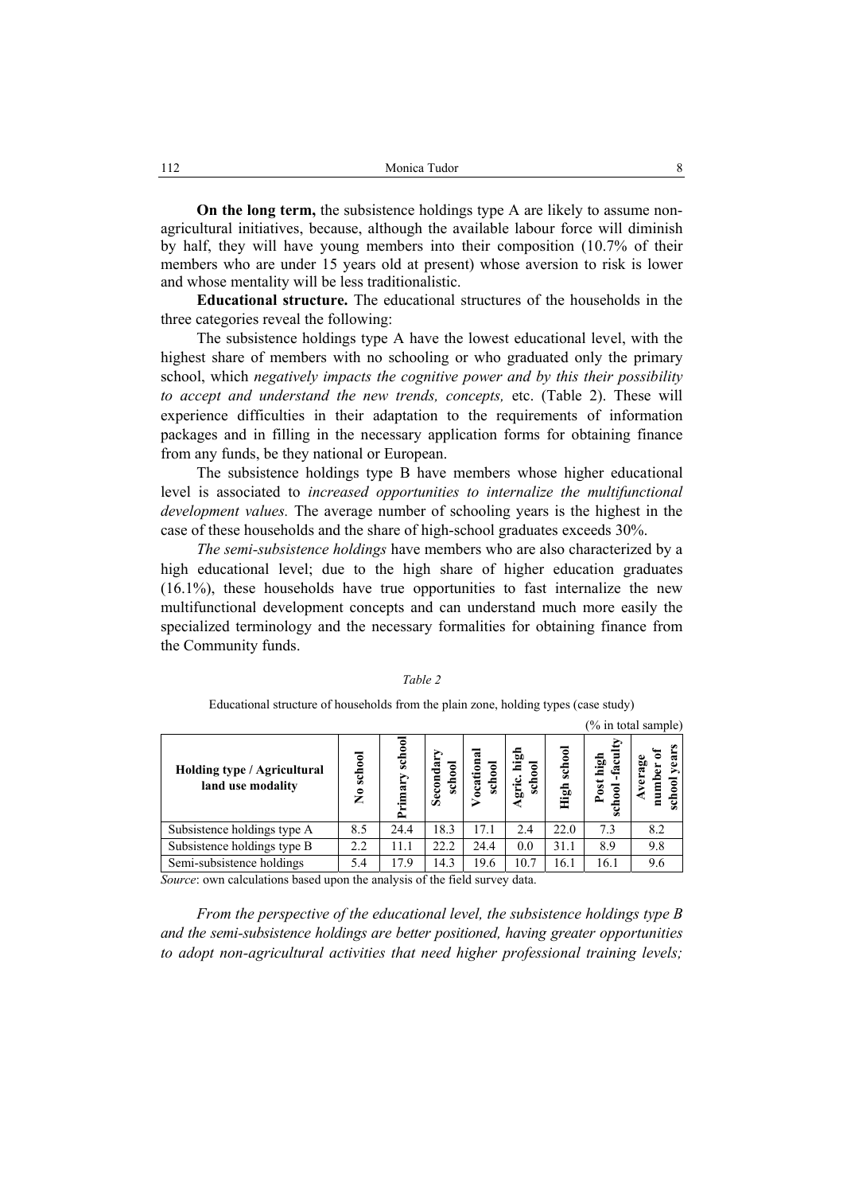**On the long term,** the subsistence holdings type A are likely to assume non-agricultural initiatives, because, although the available labour force will diminish by half, they will have young members into their composition (10.7% of their members who are under 15 years old at present) whose aversion to risk is lower and whose mentality will be less traditionalistic.

**Educational structure.** The educational structures of the households in the three categories reveal the following:

The subsistence holdings type A have the lowest educational level, with the highest share of members with no schooling or who graduated only the primary school, which *negatively impacts the cognitive power and by this their possibility to accept and understand the new trends, concepts,* etc. (Table 2). These will experience difficulties in their adaptation to the requirements of information packages and in filling in the necessary application forms for obtaining finance from any funds, be they national or European.

The subsistence holdings type B have members whose higher educational level is associated to *increased opportunities to internalize the multifunctional development values.* The average number of schooling years is the highest in the case of these households and the share of high-school graduates exceeds 30%.

*The semi-subsistence holdings* have members who are also characterized by a high educational level; due to the high share of higher education graduates (16.1%), these households have true opportunities to fast internalize the new multifunctional development concepts and can understand much more easily the specialized terminology and the necessary formalities for obtaining finance from the Community funds.

*Table 2*

Educational structure of households from the plain zone, holding types (case study)

(% in total sample)

| Holding type / Agricultural land use modality | No school | Primary school | Secondary school | Vocational school | Agric. high school | High school | Post high school -faculty | Average number of school years |
|---|---|---|---|---|---|---|---|---|
| Subsistence holdings type A | 8.5 | 24.4 | 18.3 | 17.1 | 2.4 | 22.0 | 7.3 | 8.2 |
| Subsistence holdings type B | 2.2 | 11.1 | 22.2 | 24.4 | 0.0 | 31.1 | 8.9 | 9.8 |
| Semi-subsistence holdings | 5.4 | 17.9 | 14.3 | 19.6 | 10.7 | 16.1 | 16.1 | 9.6 |

*Source*: own calculations based upon the analysis of the field survey data.

*From the perspective of the educational level, the subsistence holdings type B and the semi-subsistence holdings are better positioned, having greater opportunities to adopt non-agricultural activities that need higher professional training levels;*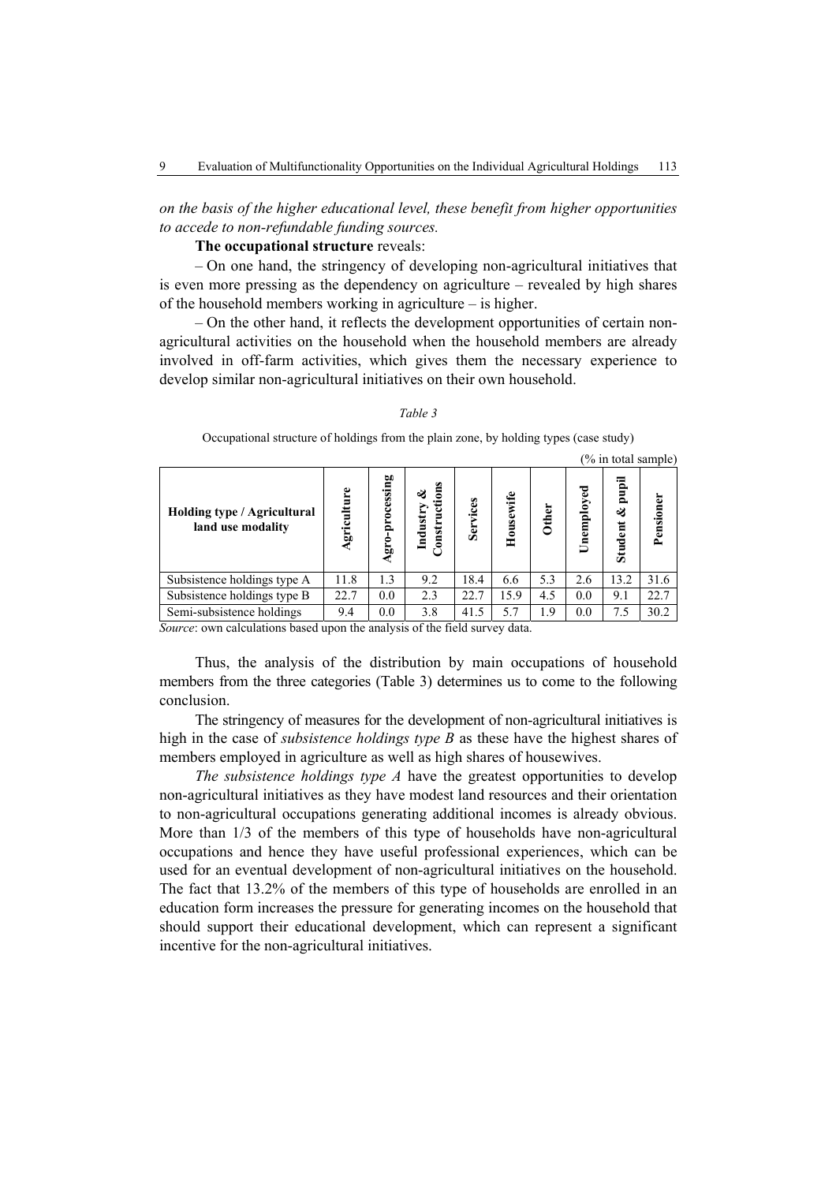*on the basis of the higher educational level, these benefit from higher opportunities to accede to non-refundable funding sources.*

**The occupational structure** reveals:

– On one hand, the stringency of developing non-agricultural initiatives that is even more pressing as the dependency on agriculture – revealed by high shares of the household members working in agriculture – is higher.

– On the other hand, it reflects the development opportunities of certain non-agricultural activities on the household when the household members are already involved in off-farm activities, which gives them the necessary experience to develop similar non-agricultural initiatives on their own household.

*Table 3*

Occupational structure of holdings from the plain zone, by holding types (case study)

(% in total sample)

| Holding type / Agricultural land use modality | Agriculture | Agro-processing | Industry & Constructions | Services | Housewife | Other | Unemployed | Student & pupil | Pensioner |
|---|---|---|---|---|---|---|---|---|---|
| Subsistence holdings type A | 11.8 | 1.3 | 9.2 | 18.4 | 6.6 | 5.3 | 2.6 | 13.2 | 31.6 |
| Subsistence holdings type B | 22.7 | 0.0 | 2.3 | 22.7 | 15.9 | 4.5 | 0.0 | 9.1 | 22.7 |
| Semi-subsistence holdings | 9.4 | 0.0 | 3.8 | 41.5 | 5.7 | 1.9 | 0.0 | 7.5 | 30.2 |

*Source*: own calculations based upon the analysis of the field survey data.

Thus, the analysis of the distribution by main occupations of household members from the three categories (Table 3) determines us to come to the following conclusion.

The stringency of measures for the development of non-agricultural initiatives is high in the case of *subsistence holdings type B* as these have the highest shares of members employed in agriculture as well as high shares of housewives.

*The subsistence holdings type A* have the greatest opportunities to develop non-agricultural initiatives as they have modest land resources and their orientation to non-agricultural occupations generating additional incomes is already obvious. More than 1/3 of the members of this type of households have non-agricultural occupations and hence they have useful professional experiences, which can be used for an eventual development of non-agricultural initiatives on the household. The fact that 13.2% of the members of this type of households are enrolled in an education form increases the pressure for generating incomes on the household that should support their educational development, which can represent a significant incentive for the non-agricultural initiatives.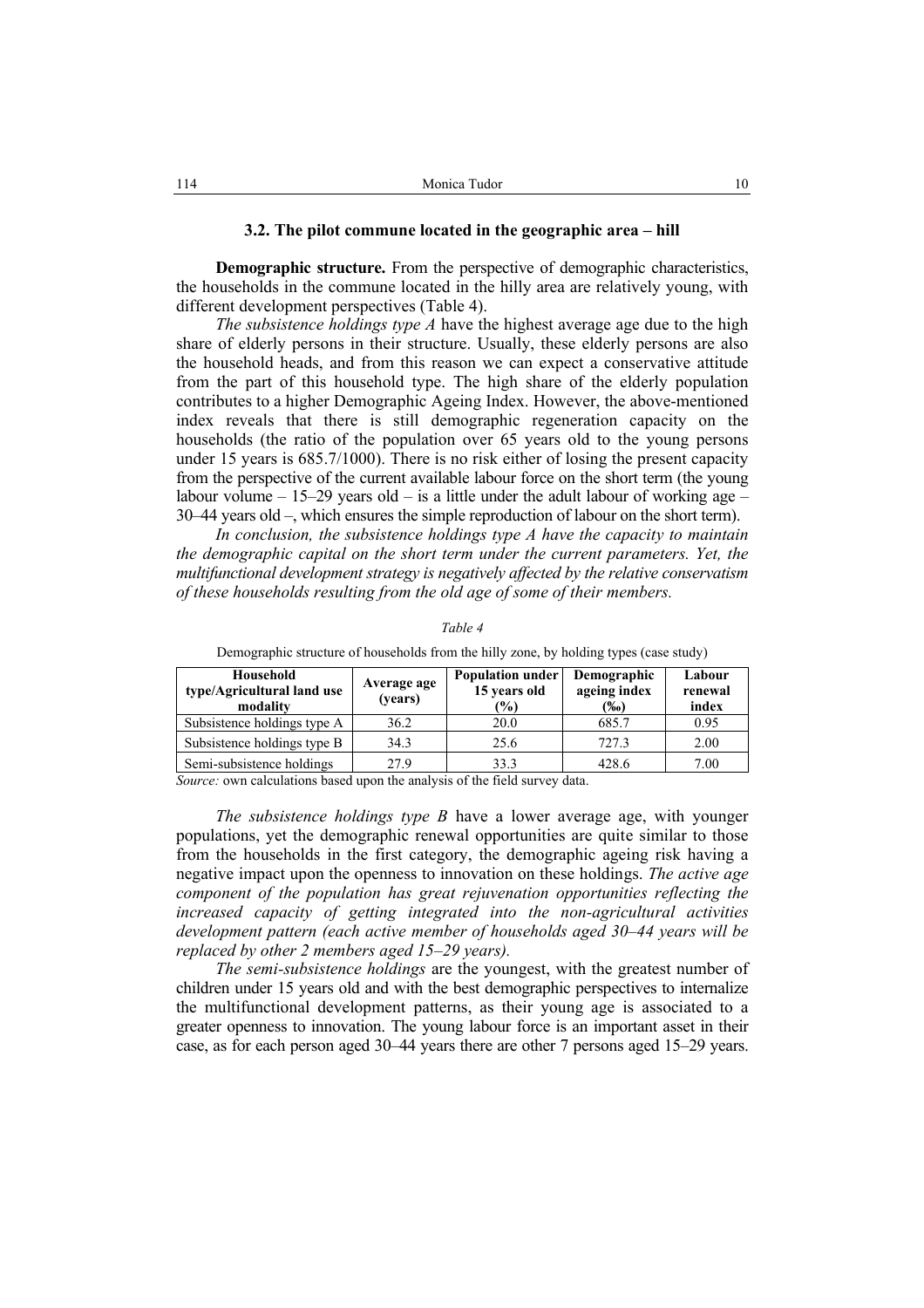### 3.2. The pilot commune located in the geographic area – hill

**Demographic structure.** From the perspective of demographic characteristics, the households in the commune located in the hilly area are relatively young, with different development perspectives (Table 4).

*The subsistence holdings type A* have the highest average age due to the high share of elderly persons in their structure. Usually, these elderly persons are also the household heads, and from this reason we can expect a conservative attitude from the part of this household type. The high share of the elderly population contributes to a higher Demographic Ageing Index. However, the above-mentioned index reveals that there is still demographic regeneration capacity on the households (the ratio of the population over 65 years old to the young persons under 15 years is 685.7/1000). There is no risk either of losing the present capacity from the perspective of the current available labour force on the short term (the young labour volume – 15–29 years old – is a little under the adult labour of working age – 30–44 years old –, which ensures the simple reproduction of labour on the short term).

*In conclusion, the subsistence holdings type A have the capacity to maintain the demographic capital on the short term under the current parameters. Yet, the multifunctional development strategy is negatively affected by the relative conservatism of these households resulting from the old age of some of their members.*

*Table 4*

Demographic structure of households from the hilly zone, by holding types (case study)

| Household type/Agricultural land use modality | Average age (years) | Population under 15 years old (%) | Demographic ageing index (‰) | Labour renewal index |
|---|---|---|---|---|
| Subsistence holdings type A | 36.2 | 20.0 | 685.7 | 0.95 |
| Subsistence holdings type B | 34.3 | 25.6 | 727.3 | 2.00 |
| Semi-subsistence holdings | 27.9 | 33.3 | 428.6 | 7.00 |

*Source:* own calculations based upon the analysis of the field survey data.

*The subsistence holdings type B* have a lower average age, with younger populations, yet the demographic renewal opportunities are quite similar to those from the households in the first category, the demographic ageing risk having a negative impact upon the openness to innovation on these holdings. *The active age component of the population has great rejuvenation opportunities reflecting the increased capacity of getting integrated into the non-agricultural activities development pattern (each active member of households aged 30–44 years will be replaced by other 2 members aged 15–29 years).*

*The semi-subsistence holdings* are the youngest, with the greatest number of children under 15 years old and with the best demographic perspectives to internalize the multifunctional development patterns, as their young age is associated to a greater openness to innovation. The young labour force is an important asset in their case, as for each person aged 30–44 years there are other 7 persons aged 15–29 years.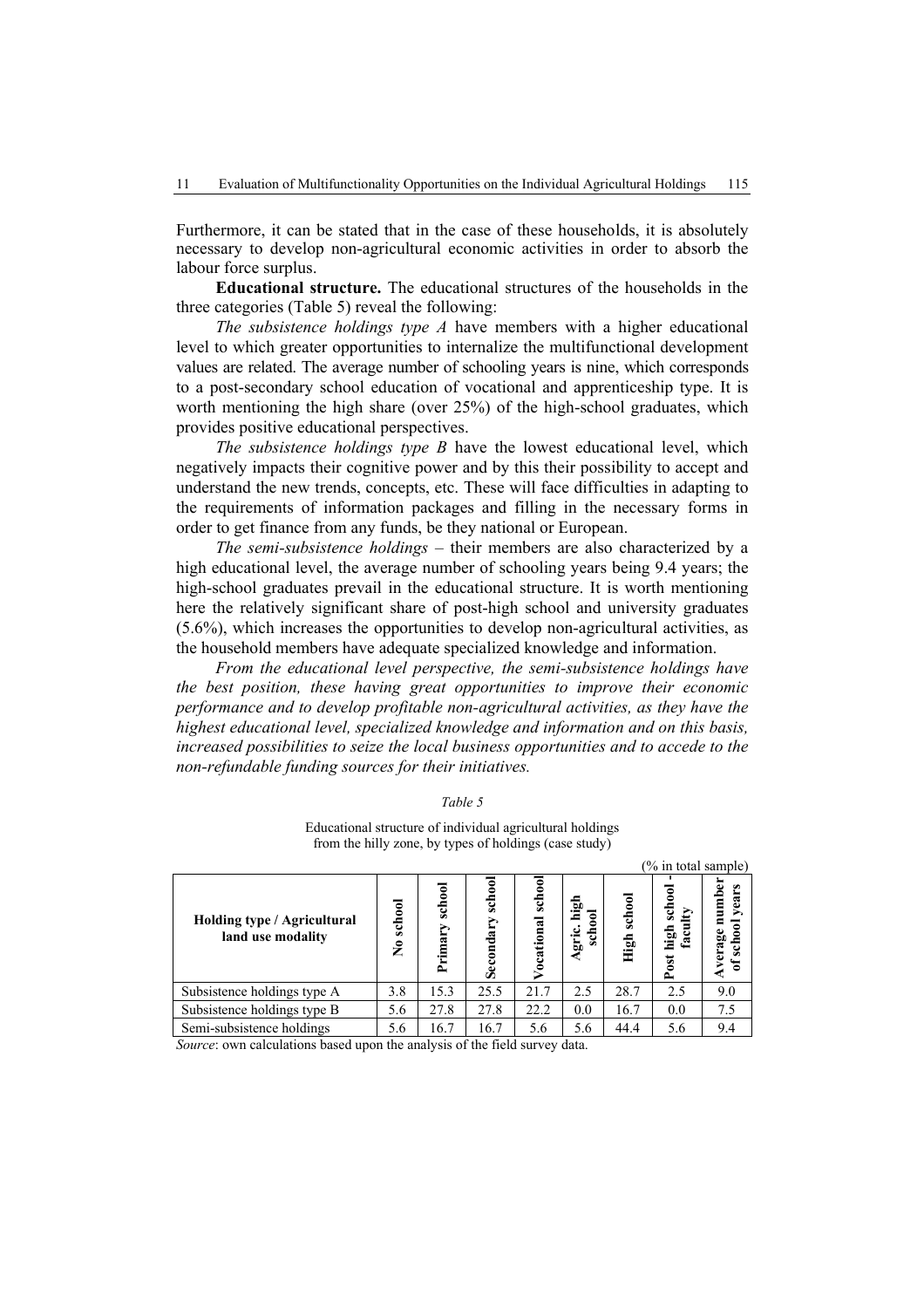Furthermore, it can be stated that in the case of these households, it is absolutely necessary to develop non-agricultural economic activities in order to absorb the labour force surplus.

**Educational structure.** The educational structures of the households in the three categories (Table 5) reveal the following:

*The subsistence holdings type A* have members with a higher educational level to which greater opportunities to internalize the multifunctional development values are related. The average number of schooling years is nine, which corresponds to a post-secondary school education of vocational and apprenticeship type. It is worth mentioning the high share (over 25%) of the high-school graduates, which provides positive educational perspectives.

*The subsistence holdings type B* have the lowest educational level, which negatively impacts their cognitive power and by this their possibility to accept and understand the new trends, concepts, etc. These will face difficulties in adapting to the requirements of information packages and filling in the necessary forms in order to get finance from any funds, be they national or European.

*The semi-subsistence holdings* – their members are also characterized by a high educational level, the average number of schooling years being 9.4 years; the high-school graduates prevail in the educational structure. It is worth mentioning here the relatively significant share of post-high school and university graduates (5.6%), which increases the opportunities to develop non-agricultural activities, as the household members have adequate specialized knowledge and information.

*From the educational level perspective, the semi-subsistence holdings have the best position, these having great opportunities to improve their economic performance and to develop profitable non-agricultural activities, as they have the highest educational level, specialized knowledge and information and on this basis, increased possibilities to seize the local business opportunities and to accede to the non-refundable funding sources for their initiatives.*

*Table 5*

Educational structure of individual agricultural holdings from the hilly zone, by types of holdings (case study)

(% in total sample)

| Holding type / Agricultural land use modality | No school | Primary school | Secondary school | Vocational school | Agric. high school | High school | Post high school - faculty | Average number of school years |
|---|---|---|---|---|---|---|---|---|
| Subsistence holdings type A | 3.8 | 15.3 | 25.5 | 21.7 | 2.5 | 28.7 | 2.5 | 9.0 |
| Subsistence holdings type B | 5.6 | 27.8 | 27.8 | 22.2 | 0.0 | 16.7 | 0.0 | 7.5 |
| Semi-subsistence holdings | 5.6 | 16.7 | 16.7 | 5.6 | 5.6 | 44.4 | 5.6 | 9.4 |

*Source*: own calculations based upon the analysis of the field survey data.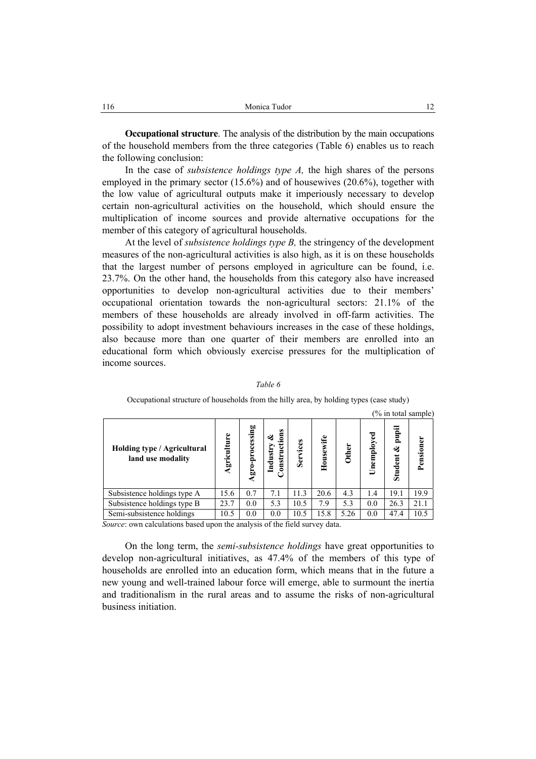**Occupational structure**. The analysis of the distribution by the main occupations of the household members from the three categories (Table 6) enables us to reach the following conclusion:

In the case of *subsistence holdings type A,* the high shares of the persons employed in the primary sector (15.6%) and of housewives (20.6%), together with the low value of agricultural outputs make it imperiously necessary to develop certain non-agricultural activities on the household, which should ensure the multiplication of income sources and provide alternative occupations for the member of this category of agricultural households.

At the level of *subsistence holdings type B,* the stringency of the development measures of the non-agricultural activities is also high, as it is on these households that the largest number of persons employed in agriculture can be found, i.e. 23.7%. On the other hand, the households from this category also have increased opportunities to develop non-agricultural activities due to their members' occupational orientation towards the non-agricultural sectors: 21.1% of the members of these households are already involved in off-farm activities. The possibility to adopt investment behaviours increases in the case of these holdings, also because more than one quarter of their members are enrolled into an educational form which obviously exercise pressures for the multiplication of income sources.

*Table 6*

Occupational structure of households from the hilly area, by holding types (case study)

(% in total sample)

| Holding type / Agricultural land use modality | Agriculture | Agro-processing | Industry & Constructions | Services | Housewife | Other | Unemployed | Student & pupil | Pensioner |
|---|---|---|---|---|---|---|---|---|---|
| Subsistence holdings type A | 15.6 | 0.7 | 7.1 | 11.3 | 20.6 | 4.3 | 1.4 | 19.1 | 19.9 |
| Subsistence holdings type B | 23.7 | 0.0 | 5.3 | 10.5 | 7.9 | 5.3 | 0.0 | 26.3 | 21.1 |
| Semi-subsistence holdings | 10.5 | 0.0 | 0.0 | 10.5 | 15.8 | 5.26 | 0.0 | 47.4 | 10.5 |

*Source*: own calculations based upon the analysis of the field survey data.

On the long term, the *semi-subsistence holdings* have great opportunities to develop non-agricultural initiatives, as 47.4% of the members of this type of households are enrolled into an education form, which means that in the future a new young and well-trained labour force will emerge, able to surmount the inertia and traditionalism in the rural areas and to assume the risks of non-agricultural business initiation.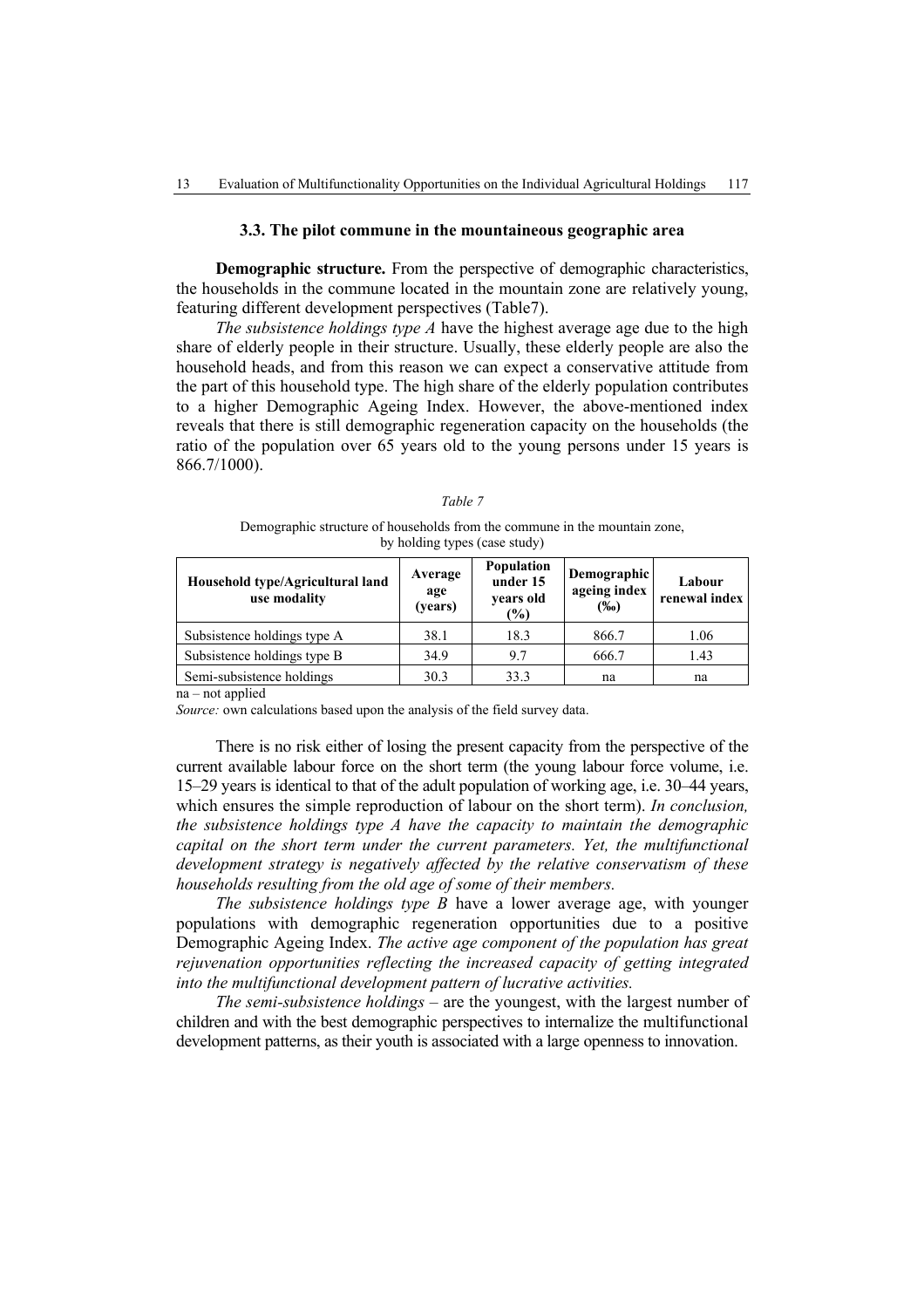### 3.3. The pilot commune in the mountaineous geographic area

**Demographic structure.** From the perspective of demographic characteristics, the households in the commune located in the mountain zone are relatively young, featuring different development perspectives (Table7).

*The subsistence holdings type A* have the highest average age due to the high share of elderly people in their structure. Usually, these elderly people are also the household heads, and from this reason we can expect a conservative attitude from the part of this household type. The high share of the elderly population contributes to a higher Demographic Ageing Index. However, the above-mentioned index reveals that there is still demographic regeneration capacity on the households (the ratio of the population over 65 years old to the young persons under 15 years is 866.7/1000).

*Table 7*

Demographic structure of households from the commune in the mountain zone, by holding types (case study)

| Household type/Agricultural land use modality | Average age (years) | Population under 15 years old (%) | Demographic ageing index (‰) | Labour renewal index |
|---|---|---|---|---|
| Subsistence holdings type A | 38.1 | 18.3 | 866.7 | 1.06 |
| Subsistence holdings type B | 34.9 | 9.7 | 666.7 | 1.43 |
| Semi-subsistence holdings | 30.3 | 33.3 | na | na |

na – not applied

*Source:* own calculations based upon the analysis of the field survey data.

There is no risk either of losing the present capacity from the perspective of the current available labour force on the short term (the young labour force volume, i.e. 15–29 years is identical to that of the adult population of working age, i.e. 30–44 years, which ensures the simple reproduction of labour on the short term). *In conclusion, the subsistence holdings type A have the capacity to maintain the demographic capital on the short term under the current parameters. Yet, the multifunctional development strategy is negatively affected by the relative conservatism of these households resulting from the old age of some of their members.*

*The subsistence holdings type B* have a lower average age, with younger populations with demographic regeneration opportunities due to a positive Demographic Ageing Index. *The active age component of the population has great rejuvenation opportunities reflecting the increased capacity of getting integrated into the multifunctional development pattern of lucrative activities.*

*The semi-subsistence holdings* – are the youngest, with the largest number of children and with the best demographic perspectives to internalize the multifunctional development patterns, as their youth is associated with a large openness to innovation.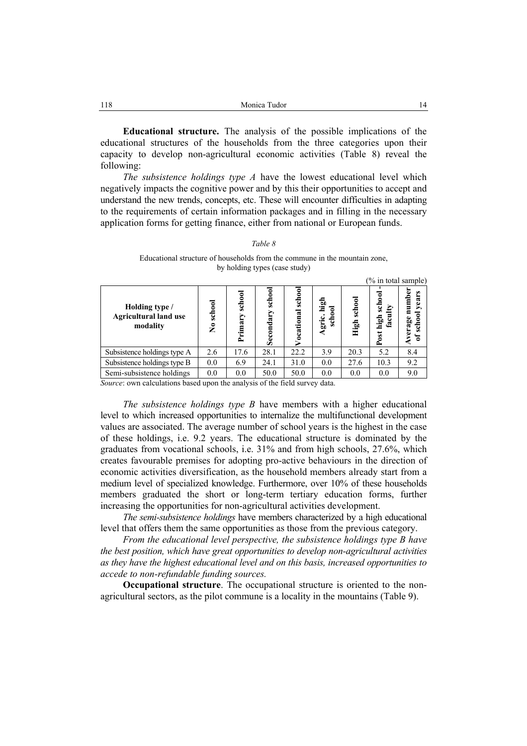**Educational structure.** The analysis of the possible implications of the educational structures of the households from the three categories upon their capacity to develop non-agricultural economic activities (Table 8) reveal the following:

*The subsistence holdings type A* have the lowest educational level which negatively impacts the cognitive power and by this their opportunities to accept and understand the new trends, concepts, etc. These will encounter difficulties in adapting to the requirements of certain information packages and in filling in the necessary application forms for getting finance, either from national or European funds.

*Table 8*

Educational structure of households from the commune in the mountain zone, by holding types (case study)

(% in total sample)

| Holding type / Agricultural land use modality | No school | Primary school | Secondary school | Vocational school | Agric. high school | High school | Post high school - faculty | Average number of school years |
|---|---|---|---|---|---|---|---|---|
| Subsistence holdings type A | 2.6 | 17.6 | 28.1 | 22.2 | 3.9 | 20.3 | 5.2 | 8.4 |
| Subsistence holdings type B | 0.0 | 6.9 | 24.1 | 31.0 | 0.0 | 27.6 | 10.3 | 9.2 |
| Semi-subsistence holdings | 0.0 | 0.0 | 50.0 | 50.0 | 0.0 | 0.0 | 0.0 | 9.0 |

*Source*: own calculations based upon the analysis of the field survey data.

*The subsistence holdings type B* have members with a higher educational level to which increased opportunities to internalize the multifunctional development values are associated. The average number of school years is the highest in the case of these holdings, i.e. 9.2 years. The educational structure is dominated by the graduates from vocational schools, i.e. 31% and from high schools, 27.6%, which creates favourable premises for adopting pro-active behaviours in the direction of economic activities diversification, as the household members already start from a medium level of specialized knowledge. Furthermore, over 10% of these households members graduated the short or long-term tertiary education forms, further increasing the opportunities for non-agricultural activities development.

*The semi-subsistence holdings* have members characterized by a high educational level that offers them the same opportunities as those from the previous category.

*From the educational level perspective, the subsistence holdings type B have the best position, which have great opportunities to develop non-agricultural activities as they have the highest educational level and on this basis, increased opportunities to accede to non-refundable funding sources.*

**Occupational structure**. The occupational structure is oriented to the non-agricultural sectors, as the pilot commune is a locality in the mountains (Table 9).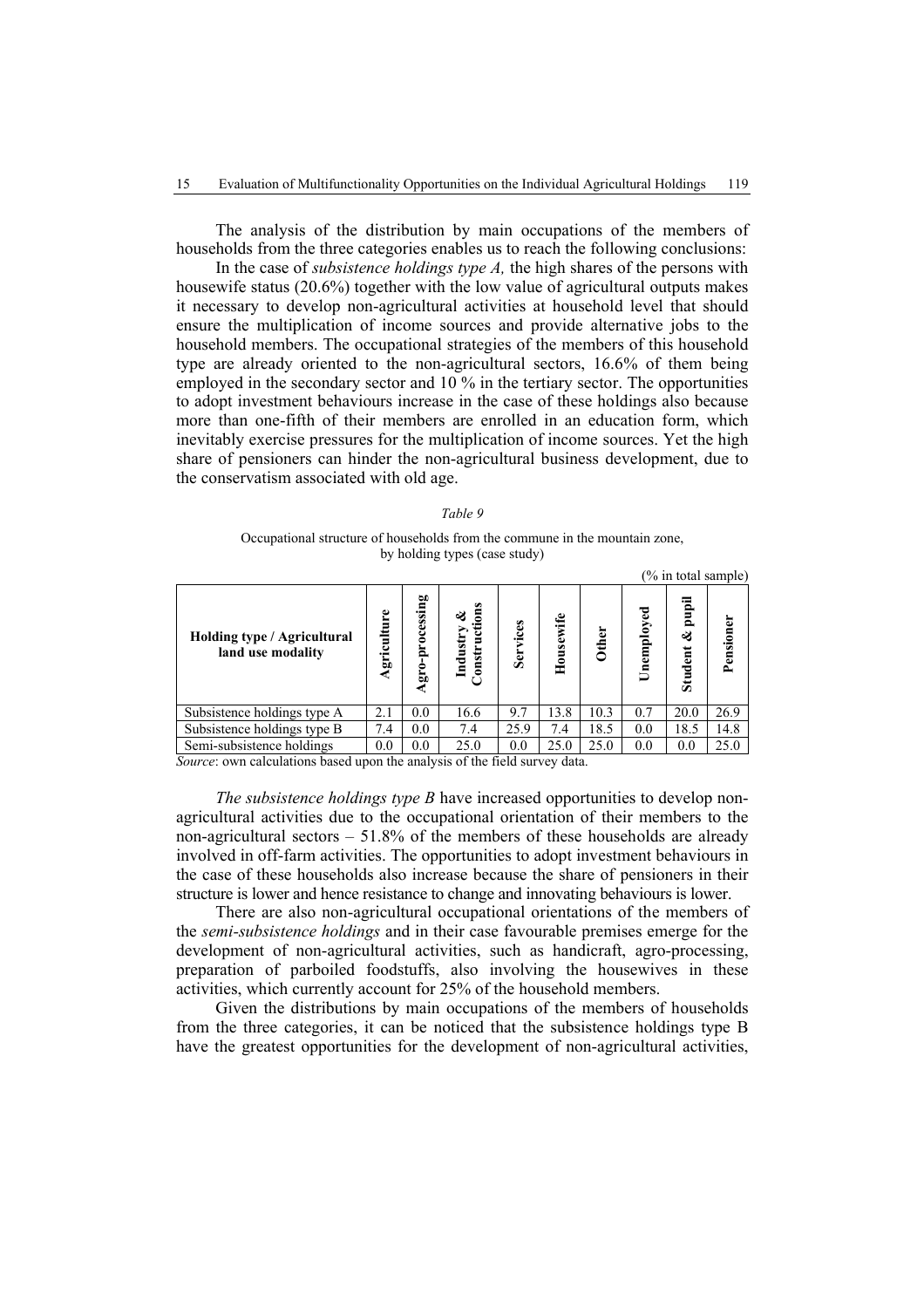The analysis of the distribution by main occupations of the members of households from the three categories enables us to reach the following conclusions:

In the case of *subsistence holdings type A,* the high shares of the persons with housewife status (20.6%) together with the low value of agricultural outputs makes it necessary to develop non-agricultural activities at household level that should ensure the multiplication of income sources and provide alternative jobs to the household members. The occupational strategies of the members of this household type are already oriented to the non-agricultural sectors, 16.6% of them being employed in the secondary sector and 10 % in the tertiary sector. The opportunities to adopt investment behaviours increase in the case of these holdings also because more than one-fifth of their members are enrolled in an education form, which inevitably exercise pressures for the multiplication of income sources. Yet the high share of pensioners can hinder the non-agricultural business development, due to the conservatism associated with old age.

*Table 9*

Occupational structure of households from the commune in the mountain zone, by holding types (case study)

(% in total sample)

| Holding type / Agricultural land use modality | Agriculture | Agro-processing | Industry & Constructions | Services | Housewife | Other | Unemployed | Student & pupil | Pensioner |
|---|---|---|---|---|---|---|---|---|---|
| Subsistence holdings type A | 2.1 | 0.0 | 16.6 | 9.7 | 13.8 | 10.3 | 0.7 | 20.0 | 26.9 |
| Subsistence holdings type B | 7.4 | 0.0 | 7.4 | 25.9 | 7.4 | 18.5 | 0.0 | 18.5 | 14.8 |
| Semi-subsistence holdings | 0.0 | 0.0 | 25.0 | 0.0 | 25.0 | 25.0 | 0.0 | 0.0 | 25.0 |

*Source*: own calculations based upon the analysis of the field survey data.

*The subsistence holdings type B* have increased opportunities to develop non-agricultural activities due to the occupational orientation of their members to the non-agricultural sectors – 51.8% of the members of these households are already involved in off-farm activities. The opportunities to adopt investment behaviours in the case of these households also increase because the share of pensioners in their structure is lower and hence resistance to change and innovating behaviours is lower.

There are also non-agricultural occupational orientations of the members of the *semi-subsistence holdings* and in their case favourable premises emerge for the development of non-agricultural activities, such as handicraft, agro-processing, preparation of parboiled foodstuffs, also involving the housewives in these activities, which currently account for 25% of the household members.

Given the distributions by main occupations of the members of households from the three categories, it can be noticed that the subsistence holdings type B have the greatest opportunities for the development of non-agricultural activities,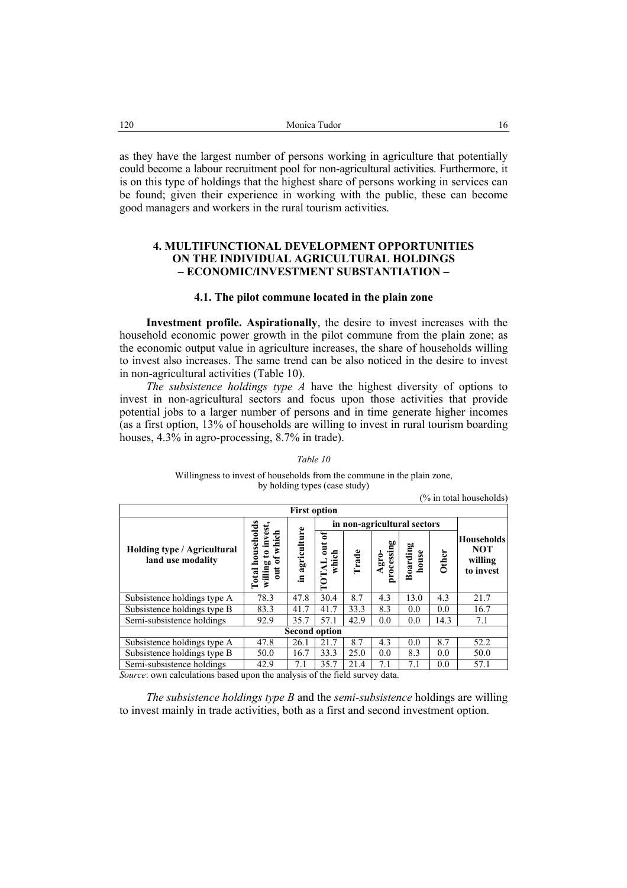as they have the largest number of persons working in agriculture that potentially could become a labour recruitment pool for non-agricultural activities. Furthermore, it is on this type of holdings that the highest share of persons working in services can be found; given their experience in working with the public, these can become good managers and workers in the rural tourism activities.

## 4. MULTIFUNCTIONAL DEVELOPMENT OPPORTUNITIES ON THE INDIVIDUAL AGRICULTURAL HOLDINGS – ECONOMIC/INVESTMENT SUBSTANTIATION –

### 4.1. The pilot commune located in the plain zone

**Investment profile. Aspirationally**, the desire to invest increases with the household economic power growth in the pilot commune from the plain zone; as the economic output value in agriculture increases, the share of households willing to invest also increases. The same trend can be also noticed in the desire to invest in non-agricultural activities (Table 10).

*The subsistence holdings type A* have the highest diversity of options to invest in non-agricultural sectors and focus upon those activities that provide potential jobs to a larger number of persons and in time generate higher incomes (as a first option, 13% of households are willing to invest in rural tourism boarding houses, 4.3% in agro-processing, 8.7% in trade).

*Table 10*

Willingness to invest of households from the commune in the plain zone, by holding types (case study)

(% in total households)

| Holding type / Agricultural land use modality | Total households willing to invest, out of which | in agriculture | in non-agricultural sectors | | | | | Households NOT willing to invest |
|---|---|---|---|---|---|---|---|---|
| | | | TOTAL out of which | Trade | Agro-processing | Boarding house | Other | |
| **First option** | | | | | | | | |
| Subsistence holdings type A | 78.3 | 47.8 | 30.4 | 8.7 | 4.3 | 13.0 | 4.3 | 21.7 |
| Subsistence holdings type B | 83.3 | 41.7 | 41.7 | 33.3 | 8.3 | 0.0 | 0.0 | 16.7 |
| Semi-subsistence holdings | 92.9 | 35.7 | 57.1 | 42.9 | 0.0 | 0.0 | 14.3 | 7.1 |
| **Second option** | | | | | | | | |
| Subsistence holdings type A | 47.8 | 26.1 | 21.7 | 8.7 | 4.3 | 0.0 | 8.7 | 52.2 |
| Subsistence holdings type B | 50.0 | 16.7 | 33.3 | 25.0 | 0.0 | 8.3 | 0.0 | 50.0 |
| Semi-subsistence holdings | 42.9 | 7.1 | 35.7 | 21.4 | 7.1 | 7.1 | 0.0 | 57.1 |

*Source*: own calculations based upon the analysis of the field survey data.

*The subsistence holdings type B* and the *semi-subsistence* holdings are willing to invest mainly in trade activities, both as a first and second investment option.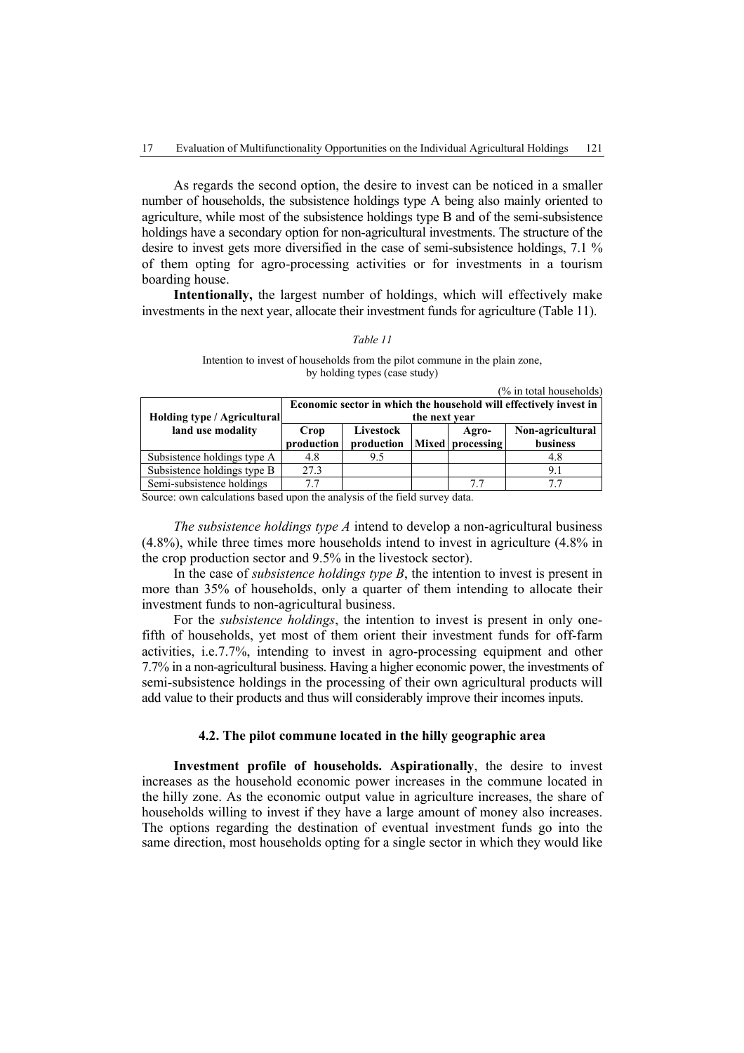As regards the second option, the desire to invest can be noticed in a smaller number of households, the subsistence holdings type A being also mainly oriented to agriculture, while most of the subsistence holdings type B and of the semi-subsistence holdings have a secondary option for non-agricultural investments. The structure of the desire to invest gets more diversified in the case of semi-subsistence holdings, 7.1 % of them opting for agro-processing activities or for investments in a tourism boarding house.

**Intentionally,** the largest number of holdings, which will effectively make investments in the next year, allocate their investment funds for agriculture (Table 11).

*Table 11*

Intention to invest of households from the pilot commune in the plain zone, by holding types (case study)

(% in total households)

| Holding type / Agricultural land use modality | Economic sector in which the household will effectively invest in the next year | | | | |
|---|---|---|---|---|---|
| | Crop production | Livestock production | Mixed | Agro-processing | Non-agricultural business |
| Subsistence holdings type A | 4.8 | 9.5 | | | 4.8 |
| Subsistence holdings type B | 27.3 | | | | 9.1 |
| Semi-subsistence holdings | 7.7 | | | 7.7 | 7.7 |

Source: own calculations based upon the analysis of the field survey data.

*The subsistence holdings type A* intend to develop a non-agricultural business (4.8%), while three times more households intend to invest in agriculture (4.8% in the crop production sector and 9.5% in the livestock sector).

In the case of *subsistence holdings type B*, the intention to invest is present in more than 35% of households, only a quarter of them intending to allocate their investment funds to non-agricultural business.

For the *subsistence holdings*, the intention to invest is present in only one-fifth of households, yet most of them orient their investment funds for off-farm activities, i.e.7.7%, intending to invest in agro-processing equipment and other 7.7% in a non-agricultural business. Having a higher economic power, the investments of semi-subsistence holdings in the processing of their own agricultural products will add value to their products and thus will considerably improve their incomes inputs.

### 4.2. The pilot commune located in the hilly geographic area

**Investment profile of households. Aspirationally**, the desire to invest increases as the household economic power increases in the commune located in the hilly zone. As the economic output value in agriculture increases, the share of households willing to invest if they have a large amount of money also increases. The options regarding the destination of eventual investment funds go into the same direction, most households opting for a single sector in which they would like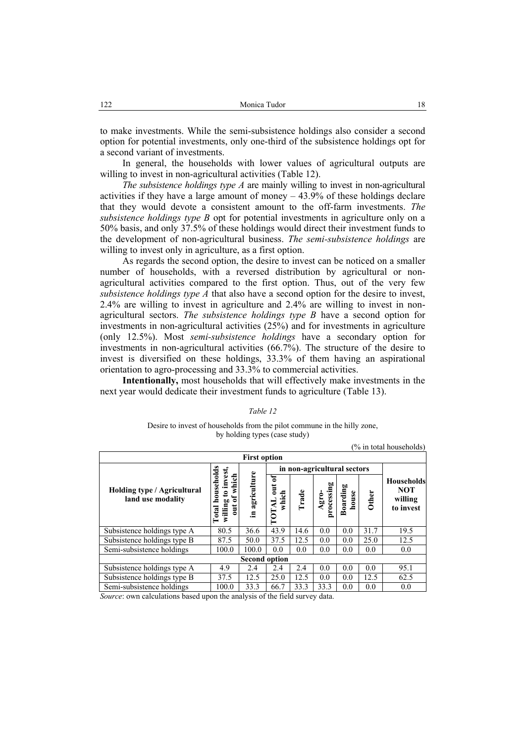to make investments. While the semi-subsistence holdings also consider a second option for potential investments, only one-third of the subsistence holdings opt for a second variant of investments.

In general, the households with lower values of agricultural outputs are willing to invest in non-agricultural activities (Table 12).

*The subsistence holdings type A* are mainly willing to invest in non-agricultural activities if they have a large amount of money – 43.9% of these holdings declare that they would devote a consistent amount to the off-farm investments. *The subsistence holdings type B* opt for potential investments in agriculture only on a 50% basis, and only 37.5% of these holdings would direct their investment funds to the development of non-agricultural business. *The semi-subsistence holdings* are willing to invest only in agriculture, as a first option.

As regards the second option, the desire to invest can be noticed on a smaller number of households, with a reversed distribution by agricultural or non-agricultural activities compared to the first option. Thus, out of the very few *subsistence holdings type A* that also have a second option for the desire to invest, 2.4% are willing to invest in agriculture and 2.4% are willing to invest in non-agricultural sectors. *The subsistence holdings type B* have a second option for investments in non-agricultural activities (25%) and for investments in agriculture (only 12.5%). Most *semi-subsistence holdings* have a secondary option for investments in non-agricultural activities (66.7%). The structure of the desire to invest is diversified on these holdings, 33.3% of them having an aspirational orientation to agro-processing and 33.3% to commercial activities.

**Intentionally,** most households that will effectively make investments in the next year would dedicate their investment funds to agriculture (Table 13).

*Table 12*

Desire to invest of households from the pilot commune in the hilly zone, by holding types (case study)

(% in total households)

| Holding type / Agricultural land use modality | Total households willing to invest, out of which | in agriculture | in non-agricultural sectors | | | | | Households NOT willing to invest |
|---|---|---|---|---|---|---|---|---|
| | | | TOTAL out of which | Trade | Agro-processing | Boarding house | Other | |
| **First option** | | | | | | | | |
| Subsistence holdings type A | 80.5 | 36.6 | 43.9 | 14.6 | 0.0 | 0.0 | 31.7 | 19.5 |
| Subsistence holdings type B | 87.5 | 50.0 | 37.5 | 12.5 | 0.0 | 0.0 | 25.0 | 12.5 |
| Semi-subsistence holdings | 100.0 | 100.0 | 0.0 | 0.0 | 0.0 | 0.0 | 0.0 | 0.0 |
| **Second option** | | | | | | | | |
| Subsistence holdings type A | 4.9 | 2.4 | 2.4 | 2.4 | 0.0 | 0.0 | 0.0 | 95.1 |
| Subsistence holdings type B | 37.5 | 12.5 | 25.0 | 12.5 | 0.0 | 0.0 | 12.5 | 62.5 |
| Semi-subsistence holdings | 100.0 | 33.3 | 66.7 | 33.3 | 33.3 | 0.0 | 0.0 | 0.0 |

*Source*: own calculations based upon the analysis of the field survey data.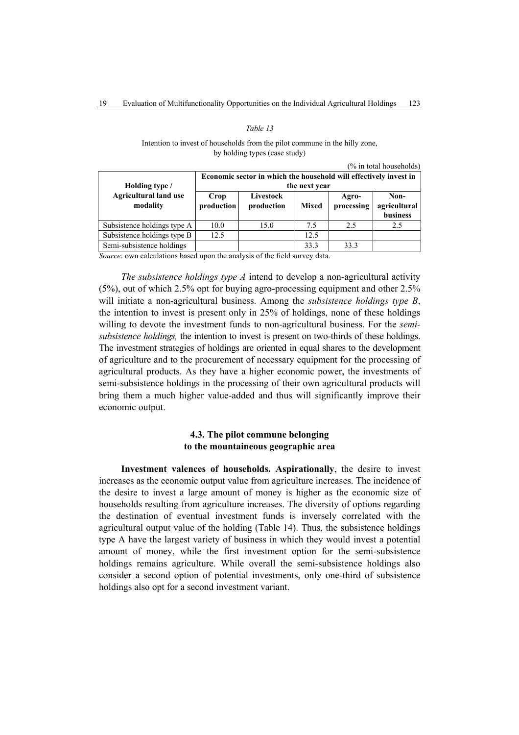*Table 13*

Intention to invest of households from the pilot commune in the hilly zone, by holding types (case study)

(% in total households)

| Holding type / Agricultural land use modality | Economic sector in which the household will effectively invest in the next year | | | | |
|---|---|---|---|---|---|
| | Crop production | Livestock production | Mixed | Agro-processing | Non-agricultural business |
| Subsistence holdings type A | 10.0 | 15.0 | 7.5 | 2.5 | 2.5 |
| Subsistence holdings type B | 12.5 | | 12.5 | | |
| Semi-subsistence holdings | | | 33.3 | 33.3 | |

*Source*: own calculations based upon the analysis of the field survey data.

*The subsistence holdings type A* intend to develop a non-agricultural activity (5%), out of which 2.5% opt for buying agro-processing equipment and other 2.5% will initiate a non-agricultural business. Among the *subsistence holdings type B*, the intention to invest is present only in 25% of holdings, none of these holdings willing to devote the investment funds to non-agricultural business. For the *semi-subsistence holdings,* the intention to invest is present on two-thirds of these holdings. The investment strategies of holdings are oriented in equal shares to the development of agriculture and to the procurement of necessary equipment for the processing of agricultural products. As they have a higher economic power, the investments of semi-subsistence holdings in the processing of their own agricultural products will bring them a much higher value-added and thus will significantly improve their economic output.

### 4.3. The pilot commune belonging to the mountaineous geographic area

**Investment valences of households. Aspirationally**, the desire to invest increases as the economic output value from agriculture increases. The incidence of the desire to invest a large amount of money is higher as the economic size of households resulting from agriculture increases. The diversity of options regarding the destination of eventual investment funds is inversely correlated with the agricultural output value of the holding (Table 14). Thus, the subsistence holdings type A have the largest variety of business in which they would invest a potential amount of money, while the first investment option for the semi-subsistence holdings remains agriculture. While overall the semi-subsistence holdings also consider a second option of potential investments, only one-third of subsistence holdings also opt for a second investment variant.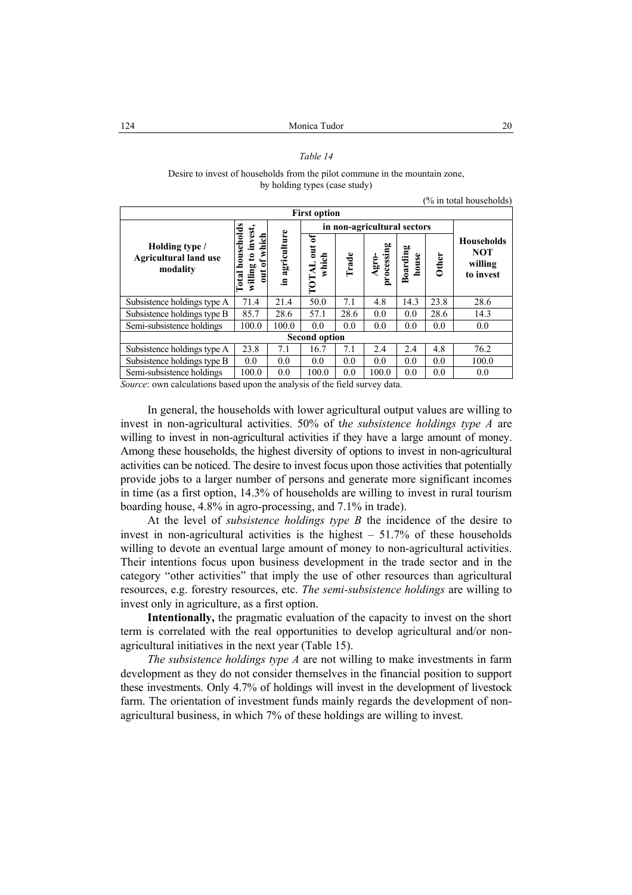*Table 14*

Desire to invest of households from the pilot commune in the mountain zone, by holding types (case study)

(% in total households)

| Holding type / Agricultural land use modality | Total households willing to invest, out of which | in agriculture | in non-agricultural sectors | | | | | Households NOT willing to invest |
|---|---|---|---|---|---|---|---|---|
| | | | TOTAL out of which | Trade | Agro-processing | Boarding house | Other | |
| **First option** | | | | | | | | |
| Subsistence holdings type A | 71.4 | 21.4 | 50.0 | 7.1 | 4.8 | 14.3 | 23.8 | 28.6 |
| Subsistence holdings type B | 85.7 | 28.6 | 57.1 | 28.6 | 0.0 | 0.0 | 28.6 | 14.3 |
| Semi-subsistence holdings | 100.0 | 100.0 | 0.0 | 0.0 | 0.0 | 0.0 | 0.0 | 0.0 |
| **Second option** | | | | | | | | |
| Subsistence holdings type A | 23.8 | 7.1 | 16.7 | 7.1 | 2.4 | 2.4 | 4.8 | 76.2 |
| Subsistence holdings type B | 0.0 | 0.0 | 0.0 | 0.0 | 0.0 | 0.0 | 0.0 | 100.0 |
| Semi-subsistence holdings | 100.0 | 0.0 | 100.0 | 0.0 | 100.0 | 0.0 | 0.0 | 0.0 |

*Source*: own calculations based upon the analysis of the field survey data.

In general, the households with lower agricultural output values are willing to invest in non-agricultural activities. 50% of t*he subsistence holdings type A* are willing to invest in non-agricultural activities if they have a large amount of money. Among these households, the highest diversity of options to invest in non-agricultural activities can be noticed. The desire to invest focus upon those activities that potentially provide jobs to a larger number of persons and generate more significant incomes in time (as a first option, 14.3% of households are willing to invest in rural tourism boarding house, 4.8% in agro-processing, and 7.1% in trade).

At the level of *subsistence holdings type B* the incidence of the desire to invest in non-agricultural activities is the highest – 51.7% of these households willing to devote an eventual large amount of money to non-agricultural activities. Their intentions focus upon business development in the trade sector and in the category "other activities" that imply the use of other resources than agricultural resources, e.g. forestry resources, etc. *The semi-subsistence holdings* are willing to invest only in agriculture, as a first option.

**Intentionally,** the pragmatic evaluation of the capacity to invest on the short term is correlated with the real opportunities to develop agricultural and/or non-agricultural initiatives in the next year (Table 15).

*The subsistence holdings type A* are not willing to make investments in farm development as they do not consider themselves in the financial position to support these investments. Only 4.7% of holdings will invest in the development of livestock farm. The orientation of investment funds mainly regards the development of non-agricultural business, in which 7% of these holdings are willing to invest.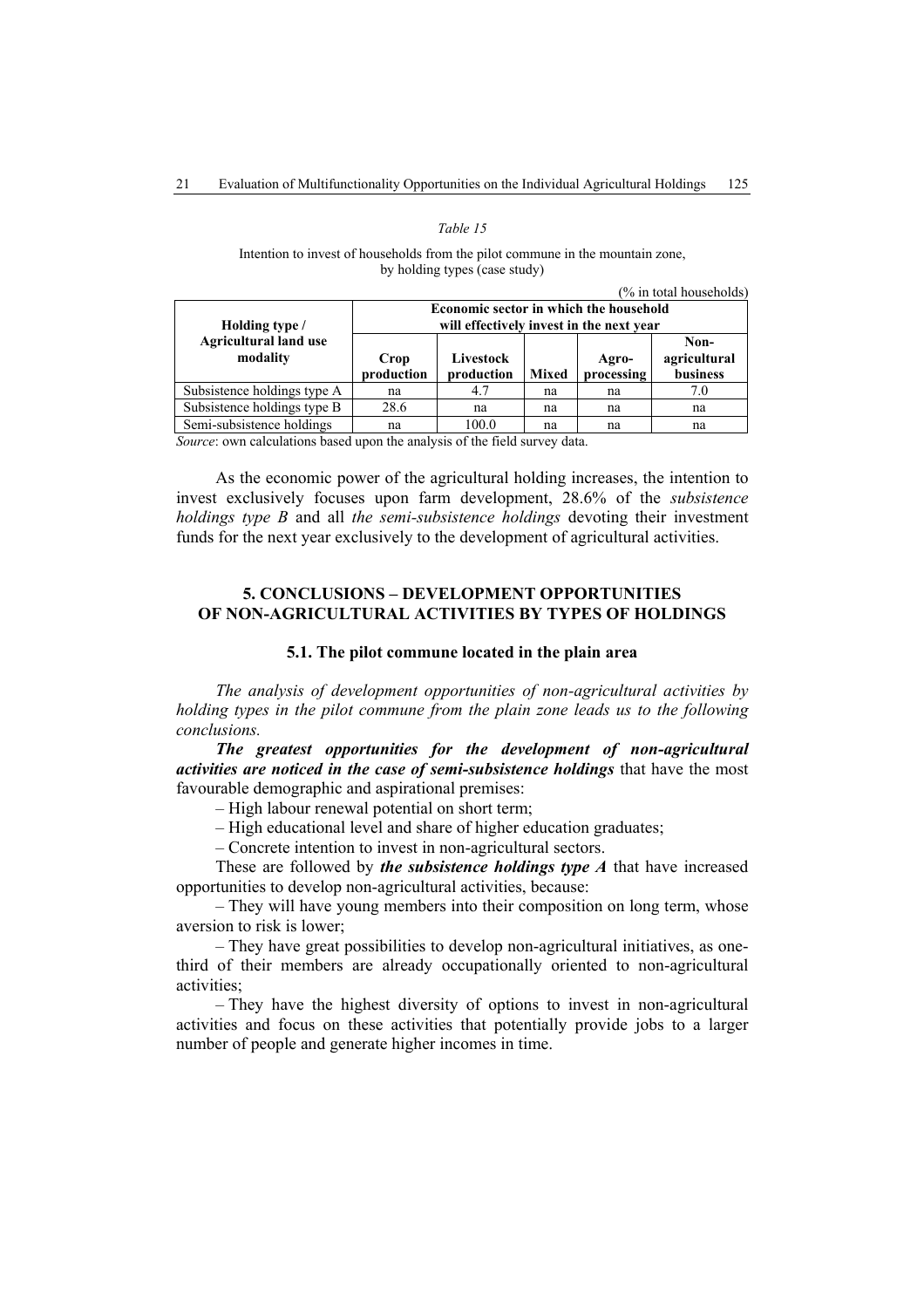*Table 15*

Intention to invest of households from the pilot commune in the mountain zone, by holding types (case study)

(% in total households)

| Holding type / Agricultural land use modality | Economic sector in which the household will effectively invest in the next year | | | | |
|---|---|---|---|---|---|
| | Crop production | Livestock production | Mixed | Agro-processing | Non-agricultural business |
| Subsistence holdings type A | na | 4.7 | na | na | 7.0 |
| Subsistence holdings type B | 28.6 | na | na | na | na |
| Semi-subsistence holdings | na | 100.0 | na | na | na |

*Source*: own calculations based upon the analysis of the field survey data.

As the economic power of the agricultural holding increases, the intention to invest exclusively focuses upon farm development, 28.6% of the *subsistence holdings type B* and all *the semi-subsistence holdings* devoting their investment funds for the next year exclusively to the development of agricultural activities.

## 5. CONCLUSIONS – DEVELOPMENT OPPORTUNITIES OF NON-AGRICULTURAL ACTIVITIES BY TYPES OF HOLDINGS

### 5.1. The pilot commune located in the plain area

*The analysis of development opportunities of non-agricultural activities by holding types in the pilot commune from the plain zone leads us to the following conclusions.*

***The greatest opportunities for the development of non-agricultural activities are noticed in the case of semi-subsistence holdings*** that have the most favourable demographic and aspirational premises:

– High labour renewal potential on short term;

– High educational level and share of higher education graduates;

– Concrete intention to invest in non-agricultural sectors.

These are followed by ***the subsistence holdings type A*** that have increased opportunities to develop non-agricultural activities, because:

– They will have young members into their composition on long term, whose aversion to risk is lower;

– They have great possibilities to develop non-agricultural initiatives, as one-third of their members are already occupationally oriented to non-agricultural activities;

– They have the highest diversity of options to invest in non-agricultural activities and focus on these activities that potentially provide jobs to a larger number of people and generate higher incomes in time.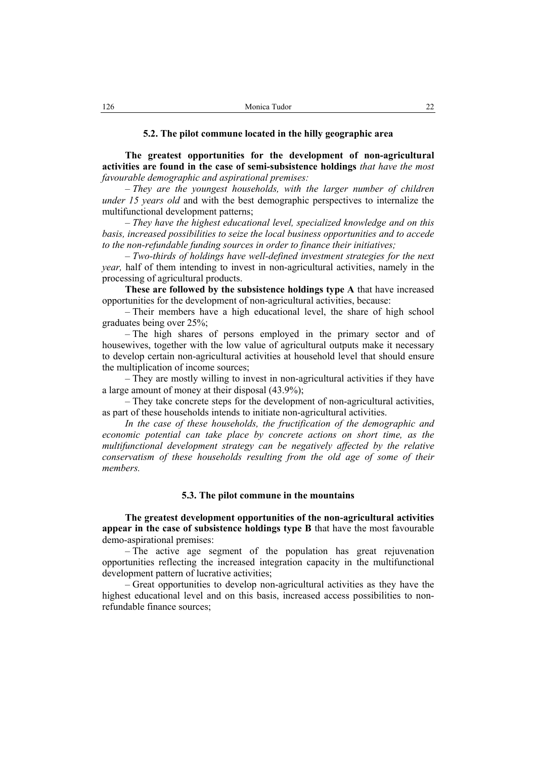### 5.2. The pilot commune located in the hilly geographic area

**The greatest opportunities for the development of non-agricultural activities are found in the case of semi-subsistence holdings** *that have the most favourable demographic and aspirational premises:*

– *They are the youngest households, with the larger number of children under 15 years old* and with the best demographic perspectives to internalize the multifunctional development patterns;

– *They have the highest educational level, specialized knowledge and on this basis, increased possibilities to seize the local business opportunities and to accede to the non-refundable funding sources in order to finance their initiatives;*

– *Two-thirds of holdings have well-defined investment strategies for the next year,* half of them intending to invest in non-agricultural activities, namely in the processing of agricultural products.

**These are followed by the subsistence holdings type A** that have increased opportunities for the development of non-agricultural activities, because:

– Their members have a high educational level, the share of high school graduates being over 25%;

– The high shares of persons employed in the primary sector and of housewives, together with the low value of agricultural outputs make it necessary to develop certain non-agricultural activities at household level that should ensure the multiplication of income sources;

– They are mostly willing to invest in non-agricultural activities if they have a large amount of money at their disposal (43.9%);

– They take concrete steps for the development of non-agricultural activities, as part of these households intends to initiate non-agricultural activities.

*In the case of these households, the fructification of the demographic and economic potential can take place by concrete actions on short time, as the multifunctional development strategy can be negatively affected by the relative conservatism of these households resulting from the old age of some of their members.*

### 5.3. The pilot commune in the mountains

**The greatest development opportunities of the non-agricultural activities appear in the case of subsistence holdings type B** that have the most favourable demo-aspirational premises:

– The active age segment of the population has great rejuvenation opportunities reflecting the increased integration capacity in the multifunctional development pattern of lucrative activities;

– Great opportunities to develop non-agricultural activities as they have the highest educational level and on this basis, increased access possibilities to non-refundable finance sources;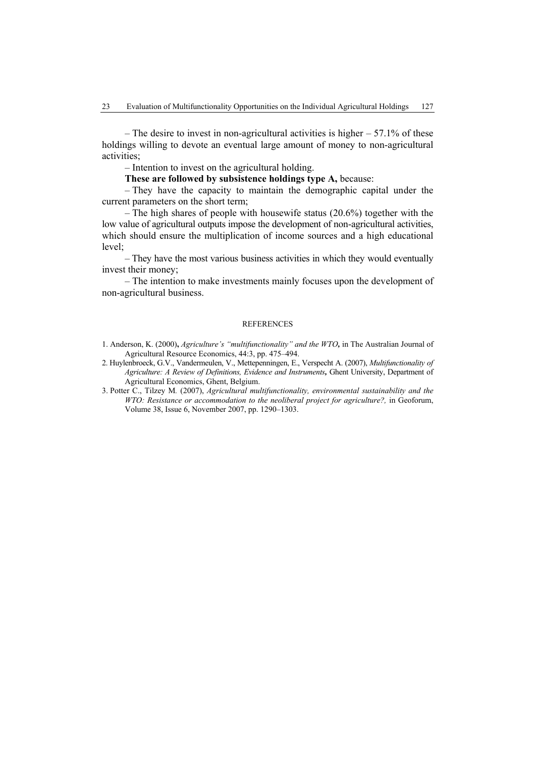– The desire to invest in non-agricultural activities is higher – 57.1% of these holdings willing to devote an eventual large amount of money to non-agricultural activities;

– Intention to invest on the agricultural holding.

**These are followed by subsistence holdings type A,** because:

– They have the capacity to maintain the demographic capital under the current parameters on the short term;

– The high shares of people with housewife status (20.6%) together with the low value of agricultural outputs impose the development of non-agricultural activities, which should ensure the multiplication of income sources and a high educational level;

– They have the most various business activities in which they would eventually invest their money;

– The intention to make investments mainly focuses upon the development of non-agricultural business.

## REFERENCES

1. Anderson, K. (2000)**,** *Agriculture's "multifunctionality" and the WTO***,** in The Australian Journal of Agricultural Resource Economics, 44:3, pp. 475–494.
2. Huylenbroeck, G.V., Vandermeulen, V., Mettepenningen, E., Verspecht A. (2007), *Multifunctionality of Agriculture: A Review of Definitions, Evidence and Instruments***,** Ghent University, Department of Agricultural Economics, Ghent, Belgium.
3. Potter C., Tilzey M. (2007), *Agricultural multifunctionality, environmental sustainability and the WTO: Resistance or accommodation to the neoliberal project for agriculture?,* in Geoforum, Volume 38, Issue 6, November 2007, pp. 1290–1303.